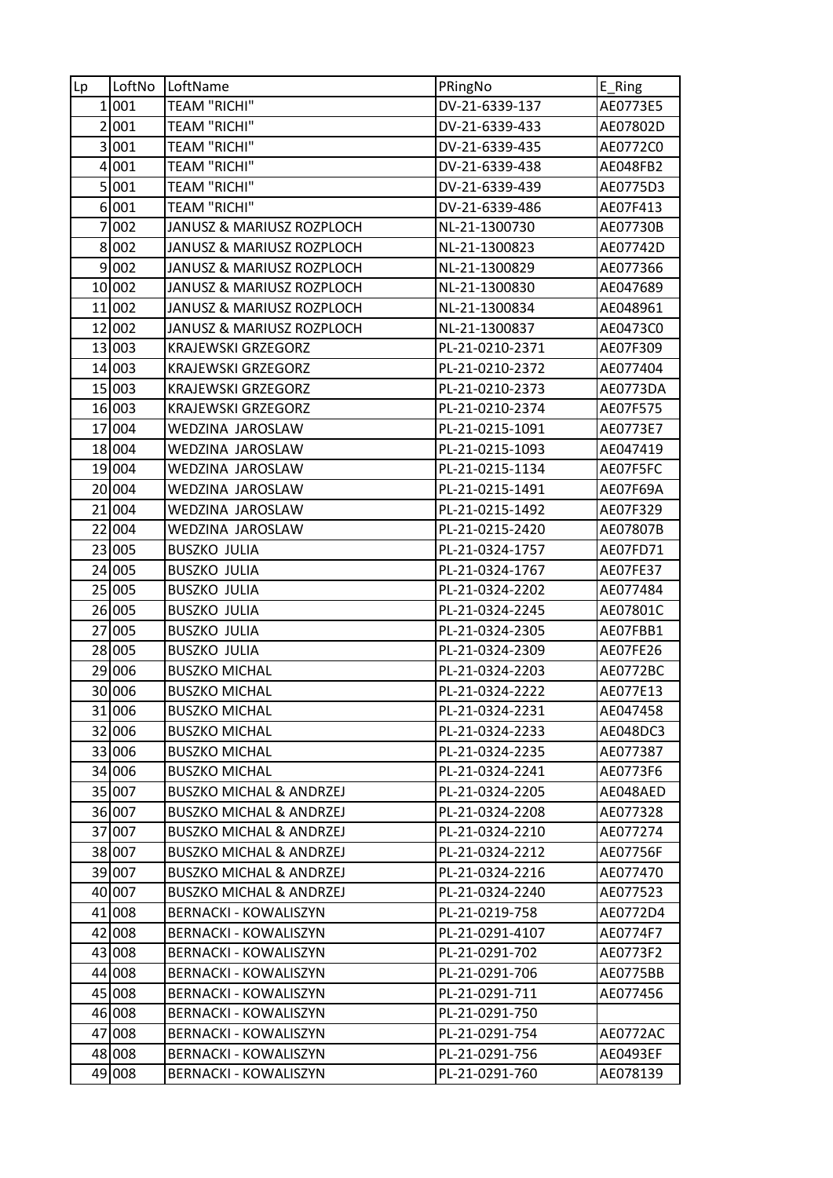| Lp | LoftNo | LoftName | PRingNo | E_Ring |
|---|---|---|---|---|
| 1 | 001 | TEAM "RICHI" | DV-21-6339-137 | AE0773E5 |
| 2 | 001 | TEAM "RICHI" | DV-21-6339-433 | AE07802D |
| 3 | 001 | TEAM "RICHI" | DV-21-6339-435 | AE0772C0 |
| 4 | 001 | TEAM "RICHI" | DV-21-6339-438 | AE048FB2 |
| 5 | 001 | TEAM "RICHI" | DV-21-6339-439 | AE0775D3 |
| 6 | 001 | TEAM "RICHI" | DV-21-6339-486 | AE07F413 |
| 7 | 002 | JANUSZ & MARIUSZ ROZPLOCH | NL-21-1300730 | AE07730B |
| 8 | 002 | JANUSZ & MARIUSZ ROZPLOCH | NL-21-1300823 | AE07742D |
| 9 | 002 | JANUSZ & MARIUSZ ROZPLOCH | NL-21-1300829 | AE077366 |
| 10 | 002 | JANUSZ & MARIUSZ ROZPLOCH | NL-21-1300830 | AE047689 |
| 11 | 002 | JANUSZ & MARIUSZ ROZPLOCH | NL-21-1300834 | AE048961 |
| 12 | 002 | JANUSZ & MARIUSZ ROZPLOCH | NL-21-1300837 | AE0473C0 |
| 13 | 003 | KRAJEWSKI GRZEGORZ | PL-21-0210-2371 | AE07F309 |
| 14 | 003 | KRAJEWSKI GRZEGORZ | PL-21-0210-2372 | AE077404 |
| 15 | 003 | KRAJEWSKI GRZEGORZ | PL-21-0210-2373 | AE0773DA |
| 16 | 003 | KRAJEWSKI GRZEGORZ | PL-21-0210-2374 | AE07F575 |
| 17 | 004 | WEDZINA JAROSLAW | PL-21-0215-1091 | AE0773E7 |
| 18 | 004 | WEDZINA JAROSLAW | PL-21-0215-1093 | AE047419 |
| 19 | 004 | WEDZINA JAROSLAW | PL-21-0215-1134 | AE07F5FC |
| 20 | 004 | WEDZINA JAROSLAW | PL-21-0215-1491 | AE07F69A |
| 21 | 004 | WEDZINA JAROSLAW | PL-21-0215-1492 | AE07F329 |
| 22 | 004 | WEDZINA JAROSLAW | PL-21-0215-2420 | AE07807B |
| 23 | 005 | BUSZKO JULIA | PL-21-0324-1757 | AE07FD71 |
| 24 | 005 | BUSZKO JULIA | PL-21-0324-1767 | AE07FE37 |
| 25 | 005 | BUSZKO JULIA | PL-21-0324-2202 | AE077484 |
| 26 | 005 | BUSZKO JULIA | PL-21-0324-2245 | AE07801C |
| 27 | 005 | BUSZKO JULIA | PL-21-0324-2305 | AE07FBB1 |
| 28 | 005 | BUSZKO JULIA | PL-21-0324-2309 | AE07FE26 |
| 29 | 006 | BUSZKO MICHAL | PL-21-0324-2203 | AE0772BC |
| 30 | 006 | BUSZKO MICHAL | PL-21-0324-2222 | AE077E13 |
| 31 | 006 | BUSZKO MICHAL | PL-21-0324-2231 | AE047458 |
| 32 | 006 | BUSZKO MICHAL | PL-21-0324-2233 | AE048DC3 |
| 33 | 006 | BUSZKO MICHAL | PL-21-0324-2235 | AE077387 |
| 34 | 006 | BUSZKO MICHAL | PL-21-0324-2241 | AE0773F6 |
| 35 | 007 | BUSZKO MICHAL & ANDRZEJ | PL-21-0324-2205 | AE048AED |
| 36 | 007 | BUSZKO MICHAL & ANDRZEJ | PL-21-0324-2208 | AE077328 |
| 37 | 007 | BUSZKO MICHAL & ANDRZEJ | PL-21-0324-2210 | AE077274 |
| 38 | 007 | BUSZKO MICHAL & ANDRZEJ | PL-21-0324-2212 | AE07756F |
| 39 | 007 | BUSZKO MICHAL & ANDRZEJ | PL-21-0324-2216 | AE077470 |
| 40 | 007 | BUSZKO MICHAL & ANDRZEJ | PL-21-0324-2240 | AE077523 |
| 41 | 008 | BERNACKI - KOWALISZYN | PL-21-0219-758 | AE0772D4 |
| 42 | 008 | BERNACKI - KOWALISZYN | PL-21-0291-4107 | AE0774F7 |
| 43 | 008 | BERNACKI - KOWALISZYN | PL-21-0291-702 | AE0773F2 |
| 44 | 008 | BERNACKI - KOWALISZYN | PL-21-0291-706 | AE0775BB |
| 45 | 008 | BERNACKI - KOWALISZYN | PL-21-0291-711 | AE077456 |
| 46 | 008 | BERNACKI - KOWALISZYN | PL-21-0291-750 | |
| 47 | 008 | BERNACKI - KOWALISZYN | PL-21-0291-754 | AE0772AC |
| 48 | 008 | BERNACKI - KOWALISZYN | PL-21-0291-756 | AE0493EF |
| 49 | 008 | BERNACKI - KOWALISZYN | PL-21-0291-760 | AE078139 |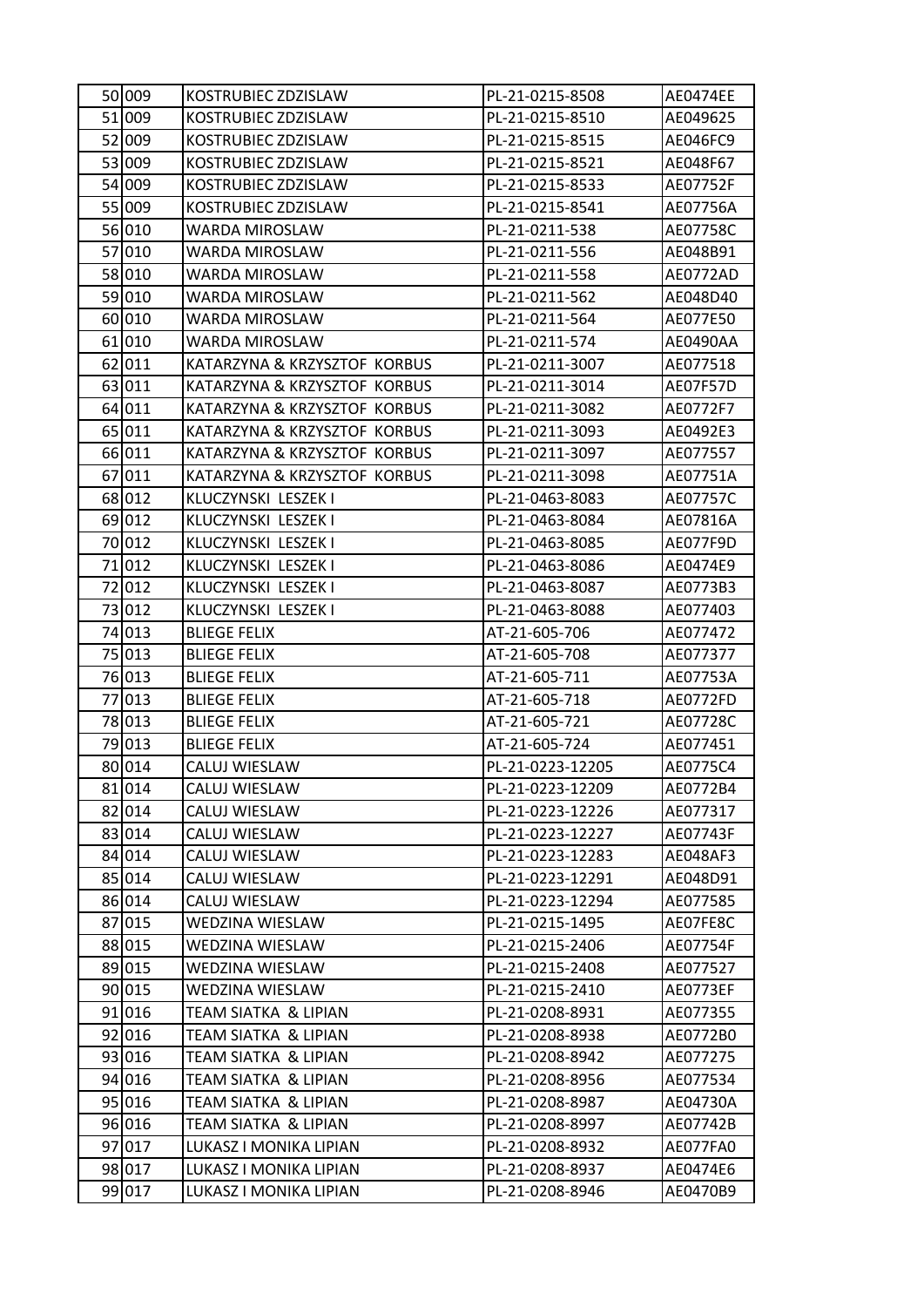| 50 | 009 | KOSTRUBIEC ZDZISLAW | PL-21-0215-8508 | AE0474EE |
|---|---|---|---|---|
| 51 | 009 | KOSTRUBIEC ZDZISLAW | PL-21-0215-8510 | AE049625 |
| 52 | 009 | KOSTRUBIEC ZDZISLAW | PL-21-0215-8515 | AE046FC9 |
| 53 | 009 | KOSTRUBIEC ZDZISLAW | PL-21-0215-8521 | AE048F67 |
| 54 | 009 | KOSTRUBIEC ZDZISLAW | PL-21-0215-8533 | AE07752F |
| 55 | 009 | KOSTRUBIEC ZDZISLAW | PL-21-0215-8541 | AE07756A |
| 56 | 010 | WARDA MIROSLAW | PL-21-0211-538 | AE07758C |
| 57 | 010 | WARDA MIROSLAW | PL-21-0211-556 | AE048B91 |
| 58 | 010 | WARDA MIROSLAW | PL-21-0211-558 | AE0772AD |
| 59 | 010 | WARDA MIROSLAW | PL-21-0211-562 | AE048D40 |
| 60 | 010 | WARDA MIROSLAW | PL-21-0211-564 | AE077E50 |
| 61 | 010 | WARDA MIROSLAW | PL-21-0211-574 | AE0490AA |
| 62 | 011 | KATARZYNA & KRZYSZTOF KORBUS | PL-21-0211-3007 | AE077518 |
| 63 | 011 | KATARZYNA & KRZYSZTOF KORBUS | PL-21-0211-3014 | AE07F57D |
| 64 | 011 | KATARZYNA & KRZYSZTOF KORBUS | PL-21-0211-3082 | AE0772F7 |
| 65 | 011 | KATARZYNA & KRZYSZTOF KORBUS | PL-21-0211-3093 | AE0492E3 |
| 66 | 011 | KATARZYNA & KRZYSZTOF KORBUS | PL-21-0211-3097 | AE077557 |
| 67 | 011 | KATARZYNA & KRZYSZTOF KORBUS | PL-21-0211-3098 | AE07751A |
| 68 | 012 | KLUCZYNSKI LESZEK I | PL-21-0463-8083 | AE07757C |
| 69 | 012 | KLUCZYNSKI LESZEK I | PL-21-0463-8084 | AE07816A |
| 70 | 012 | KLUCZYNSKI LESZEK I | PL-21-0463-8085 | AE077F9D |
| 71 | 012 | KLUCZYNSKI LESZEK I | PL-21-0463-8086 | AE0474E9 |
| 72 | 012 | KLUCZYNSKI LESZEK I | PL-21-0463-8087 | AE0773B3 |
| 73 | 012 | KLUCZYNSKI LESZEK I | PL-21-0463-8088 | AE077403 |
| 74 | 013 | BLIEGE FELIX | AT-21-605-706 | AE077472 |
| 75 | 013 | BLIEGE FELIX | AT-21-605-708 | AE077377 |
| 76 | 013 | BLIEGE FELIX | AT-21-605-711 | AE07753A |
| 77 | 013 | BLIEGE FELIX | AT-21-605-718 | AE0772FD |
| 78 | 013 | BLIEGE FELIX | AT-21-605-721 | AE07728C |
| 79 | 013 | BLIEGE FELIX | AT-21-605-724 | AE077451 |
| 80 | 014 | CALUJ WIESLAW | PL-21-0223-12205 | AE0775C4 |
| 81 | 014 | CALUJ WIESLAW | PL-21-0223-12209 | AE0772B4 |
| 82 | 014 | CALUJ WIESLAW | PL-21-0223-12226 | AE077317 |
| 83 | 014 | CALUJ WIESLAW | PL-21-0223-12227 | AE07743F |
| 84 | 014 | CALUJ WIESLAW | PL-21-0223-12283 | AE048AF3 |
| 85 | 014 | CALUJ WIESLAW | PL-21-0223-12291 | AE048D91 |
| 86 | 014 | CALUJ WIESLAW | PL-21-0223-12294 | AE077585 |
| 87 | 015 | WEDZINA WIESLAW | PL-21-0215-1495 | AE07FE8C |
| 88 | 015 | WEDZINA WIESLAW | PL-21-0215-2406 | AE07754F |
| 89 | 015 | WEDZINA WIESLAW | PL-21-0215-2408 | AE077527 |
| 90 | 015 | WEDZINA WIESLAW | PL-21-0215-2410 | AE0773EF |
| 91 | 016 | TEAM SIATKA & LIPIAN | PL-21-0208-8931 | AE077355 |
| 92 | 016 | TEAM SIATKA & LIPIAN | PL-21-0208-8938 | AE0772B0 |
| 93 | 016 | TEAM SIATKA & LIPIAN | PL-21-0208-8942 | AE077275 |
| 94 | 016 | TEAM SIATKA & LIPIAN | PL-21-0208-8956 | AE077534 |
| 95 | 016 | TEAM SIATKA & LIPIAN | PL-21-0208-8987 | AE04730A |
| 96 | 016 | TEAM SIATKA & LIPIAN | PL-21-0208-8997 | AE07742B |
| 97 | 017 | LUKASZ I MONIKA LIPIAN | PL-21-0208-8932 | AE077FA0 |
| 98 | 017 | LUKASZ I MONIKA LIPIAN | PL-21-0208-8937 | AE0474E6 |
| 99 | 017 | LUKASZ I MONIKA LIPIAN | PL-21-0208-8946 | AE0470B9 |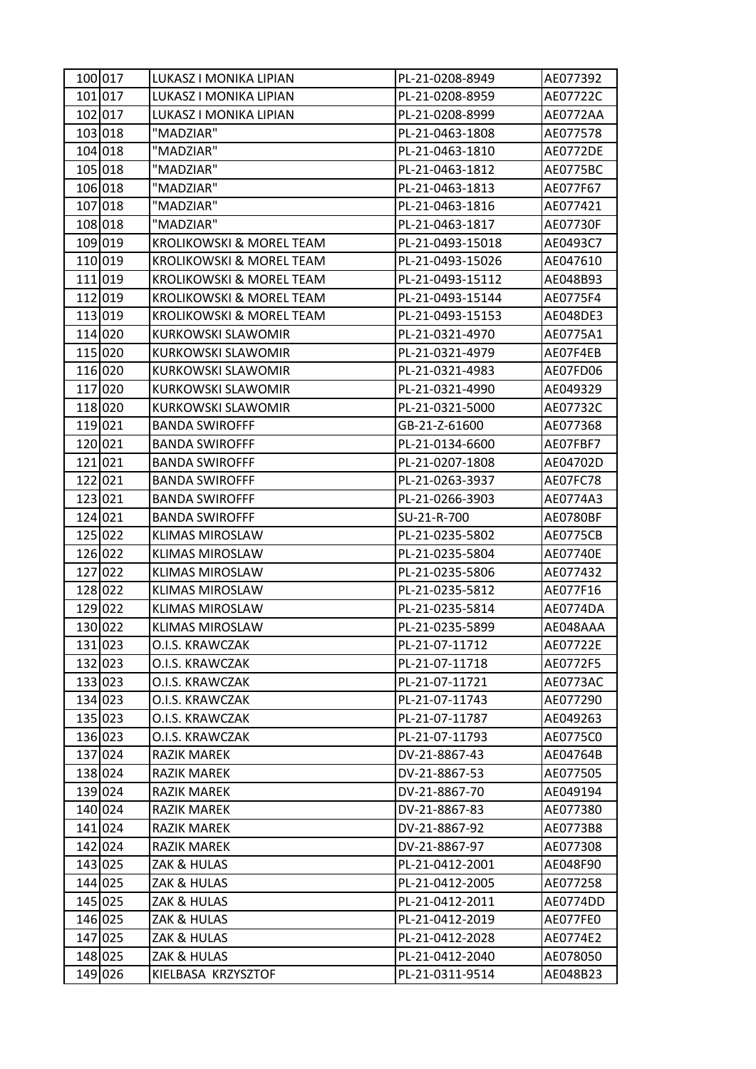| 100 | 017 | LUKASZ I MONIKA LIPIAN | PL-21-0208-8949 | AE077392 |
|---|---|---|---|---|
| 101 | 017 | LUKASZ I MONIKA LIPIAN | PL-21-0208-8959 | AE07722C |
| 102 | 017 | LUKASZ I MONIKA LIPIAN | PL-21-0208-8999 | AE0772AA |
| 103 | 018 | "MADZIAR" | PL-21-0463-1808 | AE077578 |
| 104 | 018 | "MADZIAR" | PL-21-0463-1810 | AE0772DE |
| 105 | 018 | "MADZIAR" | PL-21-0463-1812 | AE0775BC |
| 106 | 018 | "MADZIAR" | PL-21-0463-1813 | AE077F67 |
| 107 | 018 | "MADZIAR" | PL-21-0463-1816 | AE077421 |
| 108 | 018 | "MADZIAR" | PL-21-0463-1817 | AE07730F |
| 109 | 019 | KROLIKOWSKI & MOREL TEAM | PL-21-0493-15018 | AE0493C7 |
| 110 | 019 | KROLIKOWSKI & MOREL TEAM | PL-21-0493-15026 | AE047610 |
| 111 | 019 | KROLIKOWSKI & MOREL TEAM | PL-21-0493-15112 | AE048B93 |
| 112 | 019 | KROLIKOWSKI & MOREL TEAM | PL-21-0493-15144 | AE0775F4 |
| 113 | 019 | KROLIKOWSKI & MOREL TEAM | PL-21-0493-15153 | AE048DE3 |
| 114 | 020 | KURKOWSKI SLAWOMIR | PL-21-0321-4970 | AE0775A1 |
| 115 | 020 | KURKOWSKI SLAWOMIR | PL-21-0321-4979 | AE07F4EB |
| 116 | 020 | KURKOWSKI SLAWOMIR | PL-21-0321-4983 | AE07FD06 |
| 117 | 020 | KURKOWSKI SLAWOMIR | PL-21-0321-4990 | AE049329 |
| 118 | 020 | KURKOWSKI SLAWOMIR | PL-21-0321-5000 | AE07732C |
| 119 | 021 | BANDA SWIROFFF | GB-21-Z-61600 | AE077368 |
| 120 | 021 | BANDA SWIROFFF | PL-21-0134-6600 | AE07FBF7 |
| 121 | 021 | BANDA SWIROFFF | PL-21-0207-1808 | AE04702D |
| 122 | 021 | BANDA SWIROFFF | PL-21-0263-3937 | AE07FC78 |
| 123 | 021 | BANDA SWIROFFF | PL-21-0266-3903 | AE0774A3 |
| 124 | 021 | BANDA SWIROFFF | SU-21-R-700 | AE0780BF |
| 125 | 022 | KLIMAS MIROSLAW | PL-21-0235-5802 | AE0775CB |
| 126 | 022 | KLIMAS MIROSLAW | PL-21-0235-5804 | AE07740E |
| 127 | 022 | KLIMAS MIROSLAW | PL-21-0235-5806 | AE077432 |
| 128 | 022 | KLIMAS MIROSLAW | PL-21-0235-5812 | AE077F16 |
| 129 | 022 | KLIMAS MIROSLAW | PL-21-0235-5814 | AE0774DA |
| 130 | 022 | KLIMAS MIROSLAW | PL-21-0235-5899 | AE048AAA |
| 131 | 023 | O.I.S. KRAWCZAK | PL-21-07-11712 | AE07722E |
| 132 | 023 | O.I.S. KRAWCZAK | PL-21-07-11718 | AE0772F5 |
| 133 | 023 | O.I.S. KRAWCZAK | PL-21-07-11721 | AE0773AC |
| 134 | 023 | O.I.S. KRAWCZAK | PL-21-07-11743 | AE077290 |
| 135 | 023 | O.I.S. KRAWCZAK | PL-21-07-11787 | AE049263 |
| 136 | 023 | O.I.S. KRAWCZAK | PL-21-07-11793 | AE0775C0 |
| 137 | 024 | RAZIK MAREK | DV-21-8867-43 | AE04764B |
| 138 | 024 | RAZIK MAREK | DV-21-8867-53 | AE077505 |
| 139 | 024 | RAZIK MAREK | DV-21-8867-70 | AE049194 |
| 140 | 024 | RAZIK MAREK | DV-21-8867-83 | AE077380 |
| 141 | 024 | RAZIK MAREK | DV-21-8867-92 | AE0773B8 |
| 142 | 024 | RAZIK MAREK | DV-21-8867-97 | AE077308 |
| 143 | 025 | ZAK & HULAS | PL-21-0412-2001 | AE048F90 |
| 144 | 025 | ZAK & HULAS | PL-21-0412-2005 | AE077258 |
| 145 | 025 | ZAK & HULAS | PL-21-0412-2011 | AE0774DD |
| 146 | 025 | ZAK & HULAS | PL-21-0412-2019 | AE077FE0 |
| 147 | 025 | ZAK & HULAS | PL-21-0412-2028 | AE0774E2 |
| 148 | 025 | ZAK & HULAS | PL-21-0412-2040 | AE078050 |
| 149 | 026 | KIELBASA KRZYSZTOF | PL-21-0311-9514 | AE048B23 |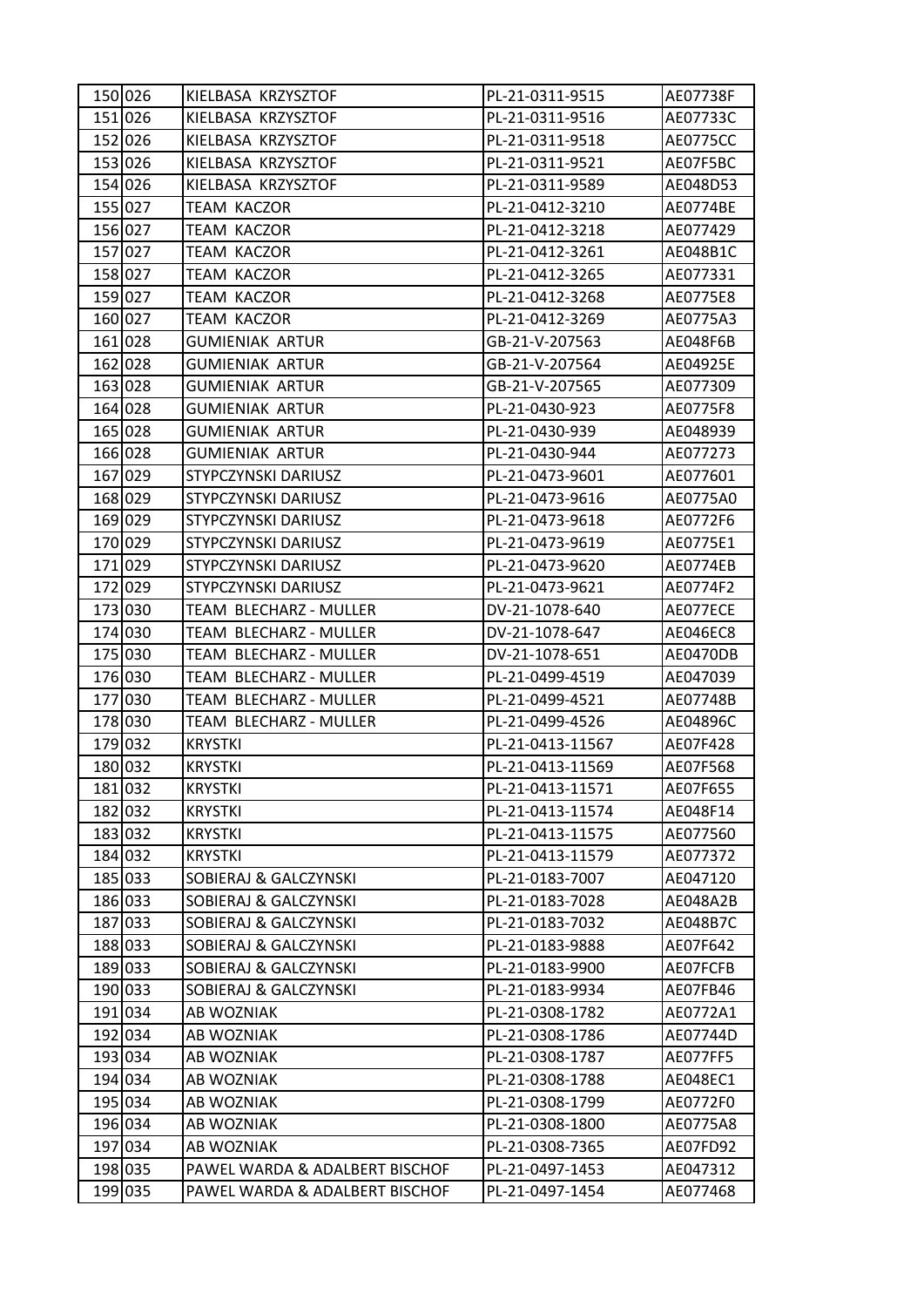| | | | | |
|---|---|---|---|---|
| 150 | 026 | KIELBASA KRZYSZTOF | PL-21-0311-9515 | AE07738F |
| 151 | 026 | KIELBASA KRZYSZTOF | PL-21-0311-9516 | AE07733C |
| 152 | 026 | KIELBASA KRZYSZTOF | PL-21-0311-9518 | AE0775CC |
| 153 | 026 | KIELBASA KRZYSZTOF | PL-21-0311-9521 | AE07F5BC |
| 154 | 026 | KIELBASA KRZYSZTOF | PL-21-0311-9589 | AE048D53 |
| 155 | 027 | TEAM KACZOR | PL-21-0412-3210 | AE0774BE |
| 156 | 027 | TEAM KACZOR | PL-21-0412-3218 | AE077429 |
| 157 | 027 | TEAM KACZOR | PL-21-0412-3261 | AE048B1C |
| 158 | 027 | TEAM KACZOR | PL-21-0412-3265 | AE077331 |
| 159 | 027 | TEAM KACZOR | PL-21-0412-3268 | AE0775E8 |
| 160 | 027 | TEAM KACZOR | PL-21-0412-3269 | AE0775A3 |
| 161 | 028 | GUMIENIAK ARTUR | GB-21-V-207563 | AE048F6B |
| 162 | 028 | GUMIENIAK ARTUR | GB-21-V-207564 | AE04925E |
| 163 | 028 | GUMIENIAK ARTUR | GB-21-V-207565 | AE077309 |
| 164 | 028 | GUMIENIAK ARTUR | PL-21-0430-923 | AE0775F8 |
| 165 | 028 | GUMIENIAK ARTUR | PL-21-0430-939 | AE048939 |
| 166 | 028 | GUMIENIAK ARTUR | PL-21-0430-944 | AE077273 |
| 167 | 029 | STYPCZYNSKI DARIUSZ | PL-21-0473-9601 | AE077601 |
| 168 | 029 | STYPCZYNSKI DARIUSZ | PL-21-0473-9616 | AE0775A0 |
| 169 | 029 | STYPCZYNSKI DARIUSZ | PL-21-0473-9618 | AE0772F6 |
| 170 | 029 | STYPCZYNSKI DARIUSZ | PL-21-0473-9619 | AE0775E1 |
| 171 | 029 | STYPCZYNSKI DARIUSZ | PL-21-0473-9620 | AE0774EB |
| 172 | 029 | STYPCZYNSKI DARIUSZ | PL-21-0473-9621 | AE0774F2 |
| 173 | 030 | TEAM BLECHARZ - MULLER | DV-21-1078-640 | AE077ECE |
| 174 | 030 | TEAM BLECHARZ - MULLER | DV-21-1078-647 | AE046EC8 |
| 175 | 030 | TEAM BLECHARZ - MULLER | DV-21-1078-651 | AE0470DB |
| 176 | 030 | TEAM BLECHARZ - MULLER | PL-21-0499-4519 | AE047039 |
| 177 | 030 | TEAM BLECHARZ - MULLER | PL-21-0499-4521 | AE07748B |
| 178 | 030 | TEAM BLECHARZ - MULLER | PL-21-0499-4526 | AE04896C |
| 179 | 032 | KRYSTKI | PL-21-0413-11567 | AE07F428 |
| 180 | 032 | KRYSTKI | PL-21-0413-11569 | AE07F568 |
| 181 | 032 | KRYSTKI | PL-21-0413-11571 | AE07F655 |
| 182 | 032 | KRYSTKI | PL-21-0413-11574 | AE048F14 |
| 183 | 032 | KRYSTKI | PL-21-0413-11575 | AE077560 |
| 184 | 032 | KRYSTKI | PL-21-0413-11579 | AE077372 |
| 185 | 033 | SOBIERAJ & GALCZYNSKI | PL-21-0183-7007 | AE047120 |
| 186 | 033 | SOBIERAJ & GALCZYNSKI | PL-21-0183-7028 | AE048A2B |
| 187 | 033 | SOBIERAJ & GALCZYNSKI | PL-21-0183-7032 | AE048B7C |
| 188 | 033 | SOBIERAJ & GALCZYNSKI | PL-21-0183-9888 | AE07F642 |
| 189 | 033 | SOBIERAJ & GALCZYNSKI | PL-21-0183-9900 | AE07FCFB |
| 190 | 033 | SOBIERAJ & GALCZYNSKI | PL-21-0183-9934 | AE07FB46 |
| 191 | 034 | AB WOZNIAK | PL-21-0308-1782 | AE0772A1 |
| 192 | 034 | AB WOZNIAK | PL-21-0308-1786 | AE07744D |
| 193 | 034 | AB WOZNIAK | PL-21-0308-1787 | AE077FF5 |
| 194 | 034 | AB WOZNIAK | PL-21-0308-1788 | AE048EC1 |
| 195 | 034 | AB WOZNIAK | PL-21-0308-1799 | AE0772F0 |
| 196 | 034 | AB WOZNIAK | PL-21-0308-1800 | AE0775A8 |
| 197 | 034 | AB WOZNIAK | PL-21-0308-7365 | AE07FD92 |
| 198 | 035 | PAWEL WARDA & ADALBERT BISCHOF | PL-21-0497-1453 | AE047312 |
| 199 | 035 | PAWEL WARDA & ADALBERT BISCHOF | PL-21-0497-1454 | AE077468 |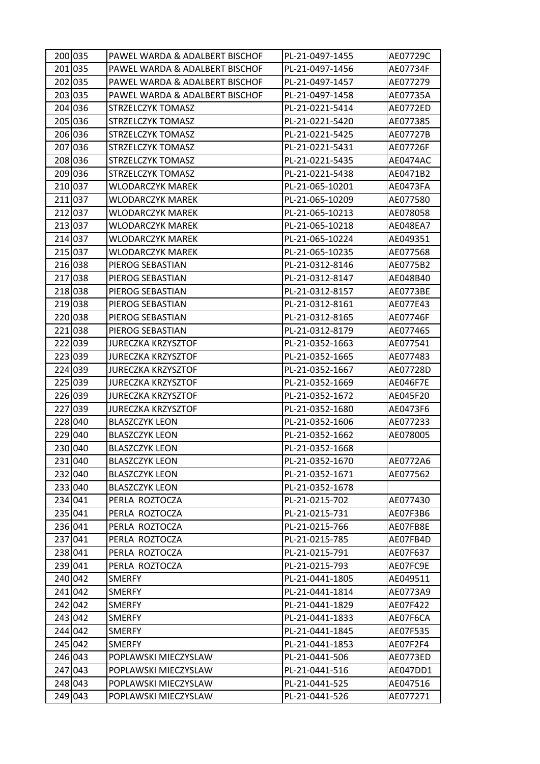| | | | | |
|---|---|---|---|---|
| 200 | 035 | PAWEL WARDA & ADALBERT BISCHOF | PL-21-0497-1455 | AE07729C |
| 201 | 035 | PAWEL WARDA & ADALBERT BISCHOF | PL-21-0497-1456 | AE07734F |
| 202 | 035 | PAWEL WARDA & ADALBERT BISCHOF | PL-21-0497-1457 | AE077279 |
| 203 | 035 | PAWEL WARDA & ADALBERT BISCHOF | PL-21-0497-1458 | AE07735A |
| 204 | 036 | STRZELCZYK TOMASZ | PL-21-0221-5414 | AE0772ED |
| 205 | 036 | STRZELCZYK TOMASZ | PL-21-0221-5420 | AE077385 |
| 206 | 036 | STRZELCZYK TOMASZ | PL-21-0221-5425 | AE07727B |
| 207 | 036 | STRZELCZYK TOMASZ | PL-21-0221-5431 | AE07726F |
| 208 | 036 | STRZELCZYK TOMASZ | PL-21-0221-5435 | AE0474AC |
| 209 | 036 | STRZELCZYK TOMASZ | PL-21-0221-5438 | AE0471B2 |
| 210 | 037 | WLODARCZYK MAREK | PL-21-065-10201 | AE0473FA |
| 211 | 037 | WLODARCZYK MAREK | PL-21-065-10209 | AE077580 |
| 212 | 037 | WLODARCZYK MAREK | PL-21-065-10213 | AE078058 |
| 213 | 037 | WLODARCZYK MAREK | PL-21-065-10218 | AE048EA7 |
| 214 | 037 | WLODARCZYK MAREK | PL-21-065-10224 | AE049351 |
| 215 | 037 | WLODARCZYK MAREK | PL-21-065-10235 | AE077568 |
| 216 | 038 | PIEROG SEBASTIAN | PL-21-0312-8146 | AE0775B2 |
| 217 | 038 | PIEROG SEBASTIAN | PL-21-0312-8147 | AE048B40 |
| 218 | 038 | PIEROG SEBASTIAN | PL-21-0312-8157 | AE0773BE |
| 219 | 038 | PIEROG SEBASTIAN | PL-21-0312-8161 | AE077E43 |
| 220 | 038 | PIEROG SEBASTIAN | PL-21-0312-8165 | AE07746F |
| 221 | 038 | PIEROG SEBASTIAN | PL-21-0312-8179 | AE077465 |
| 222 | 039 | JURECZKA KRZYSZTOF | PL-21-0352-1663 | AE077541 |
| 223 | 039 | JURECZKA KRZYSZTOF | PL-21-0352-1665 | AE077483 |
| 224 | 039 | JURECZKA KRZYSZTOF | PL-21-0352-1667 | AE07728D |
| 225 | 039 | JURECZKA KRZYSZTOF | PL-21-0352-1669 | AE046F7E |
| 226 | 039 | JURECZKA KRZYSZTOF | PL-21-0352-1672 | AE045F20 |
| 227 | 039 | JURECZKA KRZYSZTOF | PL-21-0352-1680 | AE0473F6 |
| 228 | 040 | BLASZCZYK LEON | PL-21-0352-1606 | AE077233 |
| 229 | 040 | BLASZCZYK LEON | PL-21-0352-1662 | AE078005 |
| 230 | 040 | BLASZCZYK LEON | PL-21-0352-1668 | |
| 231 | 040 | BLASZCZYK LEON | PL-21-0352-1670 | AE0772A6 |
| 232 | 040 | BLASZCZYK LEON | PL-21-0352-1671 | AE077562 |
| 233 | 040 | BLASZCZYK LEON | PL-21-0352-1678 | |
| 234 | 041 | PERLA ROZTOCZA | PL-21-0215-702 | AE077430 |
| 235 | 041 | PERLA ROZTOCZA | PL-21-0215-731 | AE07F3B6 |
| 236 | 041 | PERLA ROZTOCZA | PL-21-0215-766 | AE07FB8E |
| 237 | 041 | PERLA ROZTOCZA | PL-21-0215-785 | AE07FB4D |
| 238 | 041 | PERLA ROZTOCZA | PL-21-0215-791 | AE07F637 |
| 239 | 041 | PERLA ROZTOCZA | PL-21-0215-793 | AE07FC9E |
| 240 | 042 | SMERFY | PL-21-0441-1805 | AE049511 |
| 241 | 042 | SMERFY | PL-21-0441-1814 | AE0773A9 |
| 242 | 042 | SMERFY | PL-21-0441-1829 | AE07F422 |
| 243 | 042 | SMERFY | PL-21-0441-1833 | AE07F6CA |
| 244 | 042 | SMERFY | PL-21-0441-1845 | AE07F535 |
| 245 | 042 | SMERFY | PL-21-0441-1853 | AE07F2F4 |
| 246 | 043 | POPLAWSKI MIECZYSLAW | PL-21-0441-506 | AE0773ED |
| 247 | 043 | POPLAWSKI MIECZYSLAW | PL-21-0441-516 | AE047DD1 |
| 248 | 043 | POPLAWSKI MIECZYSLAW | PL-21-0441-525 | AE047516 |
| 249 | 043 | POPLAWSKI MIECZYSLAW | PL-21-0441-526 | AE077271 |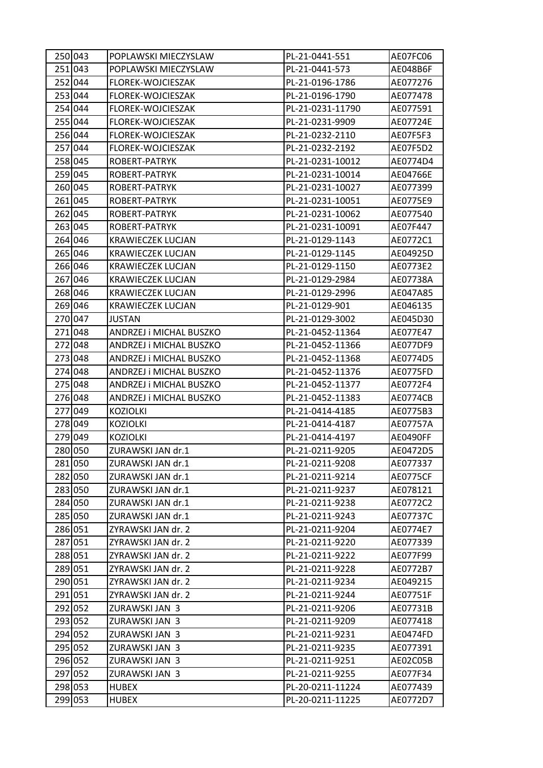| | | | | |
|---|---|---|---|---|
| 250 | 043 | POPLAWSKI MIECZYSLAW | PL-21-0441-551 | AE07FC06 |
| 251 | 043 | POPLAWSKI MIECZYSLAW | PL-21-0441-573 | AE048B6F |
| 252 | 044 | FLOREK-WOJCIESZAK | PL-21-0196-1786 | AE077276 |
| 253 | 044 | FLOREK-WOJCIESZAK | PL-21-0196-1790 | AE077478 |
| 254 | 044 | FLOREK-WOJCIESZAK | PL-21-0231-11790 | AE077591 |
| 255 | 044 | FLOREK-WOJCIESZAK | PL-21-0231-9909 | AE07724E |
| 256 | 044 | FLOREK-WOJCIESZAK | PL-21-0232-2110 | AE07F5F3 |
| 257 | 044 | FLOREK-WOJCIESZAK | PL-21-0232-2192 | AE07F5D2 |
| 258 | 045 | ROBERT-PATRYK | PL-21-0231-10012 | AE0774D4 |
| 259 | 045 | ROBERT-PATRYK | PL-21-0231-10014 | AE04766E |
| 260 | 045 | ROBERT-PATRYK | PL-21-0231-10027 | AE077399 |
| 261 | 045 | ROBERT-PATRYK | PL-21-0231-10051 | AE0775E9 |
| 262 | 045 | ROBERT-PATRYK | PL-21-0231-10062 | AE077540 |
| 263 | 045 | ROBERT-PATRYK | PL-21-0231-10091 | AE07F447 |
| 264 | 046 | KRAWIECZEK LUCJAN | PL-21-0129-1143 | AE0772C1 |
| 265 | 046 | KRAWIECZEK LUCJAN | PL-21-0129-1145 | AE04925D |
| 266 | 046 | KRAWIECZEK LUCJAN | PL-21-0129-1150 | AE0773E2 |
| 267 | 046 | KRAWIECZEK LUCJAN | PL-21-0129-2984 | AE07738A |
| 268 | 046 | KRAWIECZEK LUCJAN | PL-21-0129-2996 | AE047A85 |
| 269 | 046 | KRAWIECZEK LUCJAN | PL-21-0129-901 | AE046135 |
| 270 | 047 | JUSTAN | PL-21-0129-3002 | AE045D30 |
| 271 | 048 | ANDRZEJ i MICHAL BUSZKO | PL-21-0452-11364 | AE077E47 |
| 272 | 048 | ANDRZEJ i MICHAL BUSZKO | PL-21-0452-11366 | AE077DF9 |
| 273 | 048 | ANDRZEJ i MICHAL BUSZKO | PL-21-0452-11368 | AE0774D5 |
| 274 | 048 | ANDRZEJ i MICHAL BUSZKO | PL-21-0452-11376 | AE0775FD |
| 275 | 048 | ANDRZEJ i MICHAL BUSZKO | PL-21-0452-11377 | AE0772F4 |
| 276 | 048 | ANDRZEJ i MICHAL BUSZKO | PL-21-0452-11383 | AE0774CB |
| 277 | 049 | KOZIOLKI | PL-21-0414-4185 | AE0775B3 |
| 278 | 049 | KOZIOLKI | PL-21-0414-4187 | AE07757A |
| 279 | 049 | KOZIOLKI | PL-21-0414-4197 | AE0490FF |
| 280 | 050 | ZURAWSKI JAN dr.1 | PL-21-0211-9205 | AE0472D5 |
| 281 | 050 | ZURAWSKI JAN dr.1 | PL-21-0211-9208 | AE077337 |
| 282 | 050 | ZURAWSKI JAN dr.1 | PL-21-0211-9214 | AE0775CF |
| 283 | 050 | ZURAWSKI JAN dr.1 | PL-21-0211-9237 | AE078121 |
| 284 | 050 | ZURAWSKI JAN dr.1 | PL-21-0211-9238 | AE0772C2 |
| 285 | 050 | ZURAWSKI JAN dr.1 | PL-21-0211-9243 | AE07737C |
| 286 | 051 | ZYRAWSKI JAN dr. 2 | PL-21-0211-9204 | AE0774E7 |
| 287 | 051 | ZYRAWSKI JAN dr. 2 | PL-21-0211-9220 | AE077339 |
| 288 | 051 | ZYRAWSKI JAN dr. 2 | PL-21-0211-9222 | AE077F99 |
| 289 | 051 | ZYRAWSKI JAN dr. 2 | PL-21-0211-9228 | AE0772B7 |
| 290 | 051 | ZYRAWSKI JAN dr. 2 | PL-21-0211-9234 | AE049215 |
| 291 | 051 | ZYRAWSKI JAN dr. 2 | PL-21-0211-9244 | AE07751F |
| 292 | 052 | ZURAWSKI JAN 3 | PL-21-0211-9206 | AE07731B |
| 293 | 052 | ZURAWSKI JAN 3 | PL-21-0211-9209 | AE077418 |
| 294 | 052 | ZURAWSKI JAN 3 | PL-21-0211-9231 | AE0474FD |
| 295 | 052 | ZURAWSKI JAN 3 | PL-21-0211-9235 | AE077391 |
| 296 | 052 | ZURAWSKI JAN 3 | PL-21-0211-9251 | AE02C05B |
| 297 | 052 | ZURAWSKI JAN 3 | PL-21-0211-9255 | AE077F34 |
| 298 | 053 | HUBEX | PL-20-0211-11224 | AE077439 |
| 299 | 053 | HUBEX | PL-20-0211-11225 | AE0772D7 |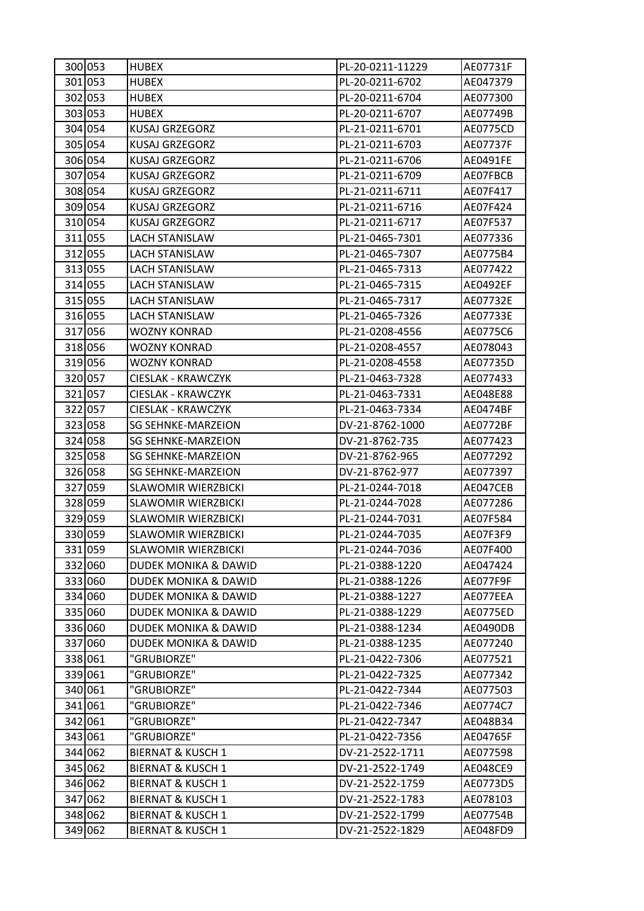| 300 | 053 | HUBEX | PL-20-0211-11229 | AE07731F |
|---|---|---|---|---|
| 301 | 053 | HUBEX | PL-20-0211-6702 | AE047379 |
| 302 | 053 | HUBEX | PL-20-0211-6704 | AE077300 |
| 303 | 053 | HUBEX | PL-20-0211-6707 | AE07749B |
| 304 | 054 | KUSAJ GRZEGORZ | PL-21-0211-6701 | AE0775CD |
| 305 | 054 | KUSAJ GRZEGORZ | PL-21-0211-6703 | AE07737F |
| 306 | 054 | KUSAJ GRZEGORZ | PL-21-0211-6706 | AE0491FE |
| 307 | 054 | KUSAJ GRZEGORZ | PL-21-0211-6709 | AE07FBCB |
| 308 | 054 | KUSAJ GRZEGORZ | PL-21-0211-6711 | AE07F417 |
| 309 | 054 | KUSAJ GRZEGORZ | PL-21-0211-6716 | AE07F424 |
| 310 | 054 | KUSAJ GRZEGORZ | PL-21-0211-6717 | AE07F537 |
| 311 | 055 | LACH STANISLAW | PL-21-0465-7301 | AE077336 |
| 312 | 055 | LACH STANISLAW | PL-21-0465-7307 | AE0775B4 |
| 313 | 055 | LACH STANISLAW | PL-21-0465-7313 | AE077422 |
| 314 | 055 | LACH STANISLAW | PL-21-0465-7315 | AE0492EF |
| 315 | 055 | LACH STANISLAW | PL-21-0465-7317 | AE07732E |
| 316 | 055 | LACH STANISLAW | PL-21-0465-7326 | AE07733E |
| 317 | 056 | WOZNY KONRAD | PL-21-0208-4556 | AE0775C6 |
| 318 | 056 | WOZNY KONRAD | PL-21-0208-4557 | AE078043 |
| 319 | 056 | WOZNY KONRAD | PL-21-0208-4558 | AE07735D |
| 320 | 057 | CIESLAK - KRAWCZYK | PL-21-0463-7328 | AE077433 |
| 321 | 057 | CIESLAK - KRAWCZYK | PL-21-0463-7331 | AE048E88 |
| 322 | 057 | CIESLAK - KRAWCZYK | PL-21-0463-7334 | AE0474BF |
| 323 | 058 | SG SEHNKE-MARZEION | DV-21-8762-1000 | AE0772BF |
| 324 | 058 | SG SEHNKE-MARZEION | DV-21-8762-735 | AE077423 |
| 325 | 058 | SG SEHNKE-MARZEION | DV-21-8762-965 | AE077292 |
| 326 | 058 | SG SEHNKE-MARZEION | DV-21-8762-977 | AE077397 |
| 327 | 059 | SLAWOMIR WIERZBICKI | PL-21-0244-7018 | AE047CEB |
| 328 | 059 | SLAWOMIR WIERZBICKI | PL-21-0244-7028 | AE077286 |
| 329 | 059 | SLAWOMIR WIERZBICKI | PL-21-0244-7031 | AE07F584 |
| 330 | 059 | SLAWOMIR WIERZBICKI | PL-21-0244-7035 | AE07F3F9 |
| 331 | 059 | SLAWOMIR WIERZBICKI | PL-21-0244-7036 | AE07F400 |
| 332 | 060 | DUDEK MONIKA & DAWID | PL-21-0388-1220 | AE047424 |
| 333 | 060 | DUDEK MONIKA & DAWID | PL-21-0388-1226 | AE077F9F |
| 334 | 060 | DUDEK MONIKA & DAWID | PL-21-0388-1227 | AE077EEA |
| 335 | 060 | DUDEK MONIKA & DAWID | PL-21-0388-1229 | AE0775ED |
| 336 | 060 | DUDEK MONIKA & DAWID | PL-21-0388-1234 | AE0490DB |
| 337 | 060 | DUDEK MONIKA & DAWID | PL-21-0388-1235 | AE077240 |
| 338 | 061 | "GRUBIORZE" | PL-21-0422-7306 | AE077521 |
| 339 | 061 | "GRUBIORZE" | PL-21-0422-7325 | AE077342 |
| 340 | 061 | "GRUBIORZE" | PL-21-0422-7344 | AE077503 |
| 341 | 061 | "GRUBIORZE" | PL-21-0422-7346 | AE0774C7 |
| 342 | 061 | "GRUBIORZE" | PL-21-0422-7347 | AE048B34 |
| 343 | 061 | "GRUBIORZE" | PL-21-0422-7356 | AE04765F |
| 344 | 062 | BIERNAT & KUSCH 1 | DV-21-2522-1711 | AE077598 |
| 345 | 062 | BIERNAT & KUSCH 1 | DV-21-2522-1749 | AE048CE9 |
| 346 | 062 | BIERNAT & KUSCH 1 | DV-21-2522-1759 | AE0773D5 |
| 347 | 062 | BIERNAT & KUSCH 1 | DV-21-2522-1783 | AE078103 |
| 348 | 062 | BIERNAT & KUSCH 1 | DV-21-2522-1799 | AE07754B |
| 349 | 062 | BIERNAT & KUSCH 1 | DV-21-2522-1829 | AE048FD9 |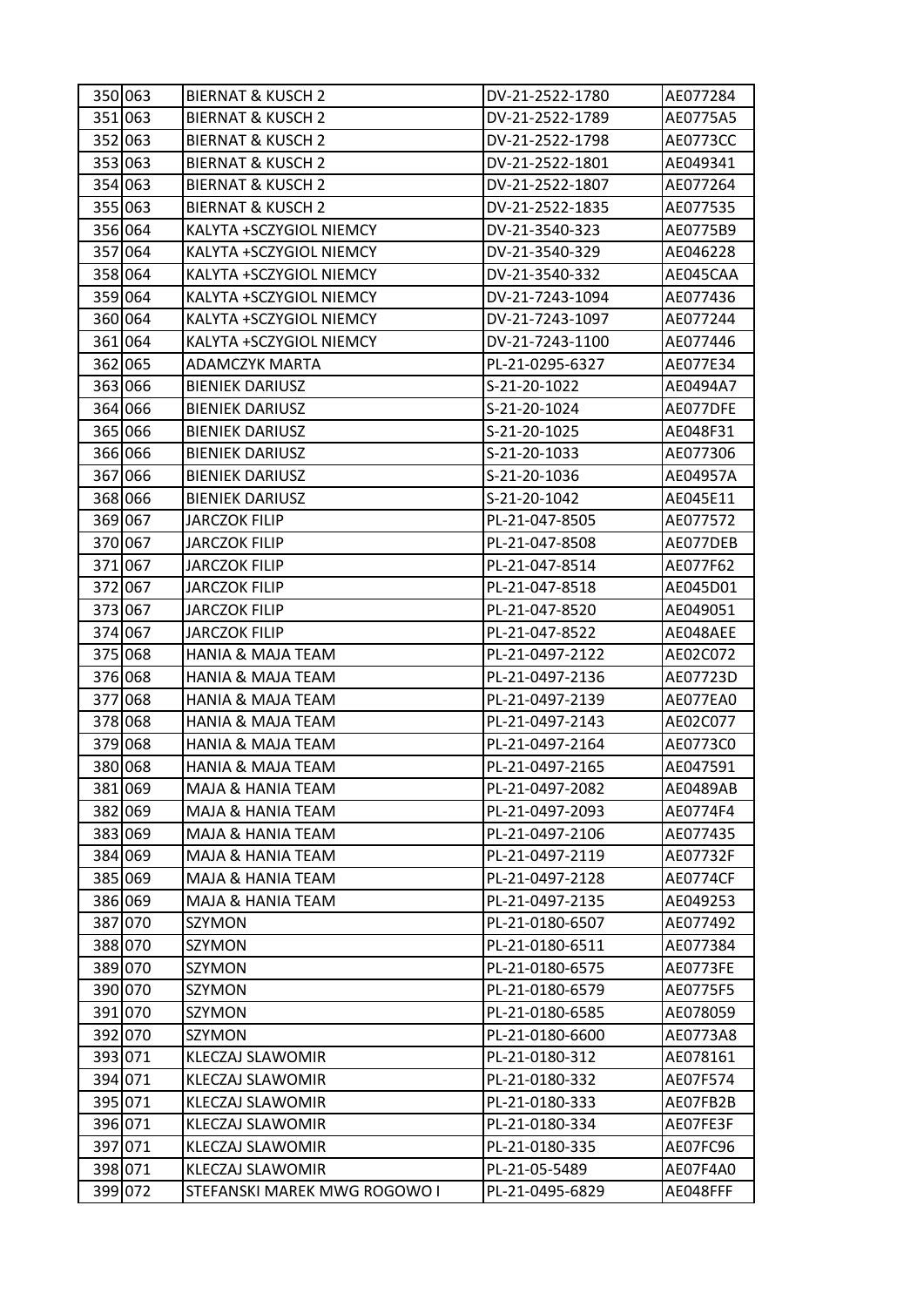| 350 | 063 | BIERNAT & KUSCH 2 | DV-21-2522-1780 | AE077284 |
|---|---|---|---|---|
| 351 | 063 | BIERNAT & KUSCH 2 | DV-21-2522-1789 | AE0775A5 |
| 352 | 063 | BIERNAT & KUSCH 2 | DV-21-2522-1798 | AE0773CC |
| 353 | 063 | BIERNAT & KUSCH 2 | DV-21-2522-1801 | AE049341 |
| 354 | 063 | BIERNAT & KUSCH 2 | DV-21-2522-1807 | AE077264 |
| 355 | 063 | BIERNAT & KUSCH 2 | DV-21-2522-1835 | AE077535 |
| 356 | 064 | KALYTA +SCZYGIOL NIEMCY | DV-21-3540-323 | AE0775B9 |
| 357 | 064 | KALYTA +SCZYGIOL NIEMCY | DV-21-3540-329 | AE046228 |
| 358 | 064 | KALYTA +SCZYGIOL NIEMCY | DV-21-3540-332 | AE045CAA |
| 359 | 064 | KALYTA +SCZYGIOL NIEMCY | DV-21-7243-1094 | AE077436 |
| 360 | 064 | KALYTA +SCZYGIOL NIEMCY | DV-21-7243-1097 | AE077244 |
| 361 | 064 | KALYTA +SCZYGIOL NIEMCY | DV-21-7243-1100 | AE077446 |
| 362 | 065 | ADAMCZYK MARTA | PL-21-0295-6327 | AE077E34 |
| 363 | 066 | BIENIEK DARIUSZ | S-21-20-1022 | AE0494A7 |
| 364 | 066 | BIENIEK DARIUSZ | S-21-20-1024 | AE077DFE |
| 365 | 066 | BIENIEK DARIUSZ | S-21-20-1025 | AE048F31 |
| 366 | 066 | BIENIEK DARIUSZ | S-21-20-1033 | AE077306 |
| 367 | 066 | BIENIEK DARIUSZ | S-21-20-1036 | AE04957A |
| 368 | 066 | BIENIEK DARIUSZ | S-21-20-1042 | AE045E11 |
| 369 | 067 | JARCZOK FILIP | PL-21-047-8505 | AE077572 |
| 370 | 067 | JARCZOK FILIP | PL-21-047-8508 | AE077DEB |
| 371 | 067 | JARCZOK FILIP | PL-21-047-8514 | AE077F62 |
| 372 | 067 | JARCZOK FILIP | PL-21-047-8518 | AE045D01 |
| 373 | 067 | JARCZOK FILIP | PL-21-047-8520 | AE049051 |
| 374 | 067 | JARCZOK FILIP | PL-21-047-8522 | AE048AEE |
| 375 | 068 | HANIA & MAJA TEAM | PL-21-0497-2122 | AE02C072 |
| 376 | 068 | HANIA & MAJA TEAM | PL-21-0497-2136 | AE07723D |
| 377 | 068 | HANIA & MAJA TEAM | PL-21-0497-2139 | AE077EA0 |
| 378 | 068 | HANIA & MAJA TEAM | PL-21-0497-2143 | AE02C077 |
| 379 | 068 | HANIA & MAJA TEAM | PL-21-0497-2164 | AE0773C0 |
| 380 | 068 | HANIA & MAJA TEAM | PL-21-0497-2165 | AE047591 |
| 381 | 069 | MAJA & HANIA TEAM | PL-21-0497-2082 | AE0489AB |
| 382 | 069 | MAJA & HANIA TEAM | PL-21-0497-2093 | AE0774F4 |
| 383 | 069 | MAJA & HANIA TEAM | PL-21-0497-2106 | AE077435 |
| 384 | 069 | MAJA & HANIA TEAM | PL-21-0497-2119 | AE07732F |
| 385 | 069 | MAJA & HANIA TEAM | PL-21-0497-2128 | AE0774CF |
| 386 | 069 | MAJA & HANIA TEAM | PL-21-0497-2135 | AE049253 |
| 387 | 070 | SZYMON | PL-21-0180-6507 | AE077492 |
| 388 | 070 | SZYMON | PL-21-0180-6511 | AE077384 |
| 389 | 070 | SZYMON | PL-21-0180-6575 | AE0773FE |
| 390 | 070 | SZYMON | PL-21-0180-6579 | AE0775F5 |
| 391 | 070 | SZYMON | PL-21-0180-6585 | AE078059 |
| 392 | 070 | SZYMON | PL-21-0180-6600 | AE0773A8 |
| 393 | 071 | KLECZAJ SLAWOMIR | PL-21-0180-312 | AE078161 |
| 394 | 071 | KLECZAJ SLAWOMIR | PL-21-0180-332 | AE07F574 |
| 395 | 071 | KLECZAJ SLAWOMIR | PL-21-0180-333 | AE07FB2B |
| 396 | 071 | KLECZAJ SLAWOMIR | PL-21-0180-334 | AE07FE3F |
| 397 | 071 | KLECZAJ SLAWOMIR | PL-21-0180-335 | AE07FC96 |
| 398 | 071 | KLECZAJ SLAWOMIR | PL-21-05-5489 | AE07F4A0 |
| 399 | 072 | STEFANSKI MAREK MWG ROGOWO I | PL-21-0495-6829 | AE048FFF |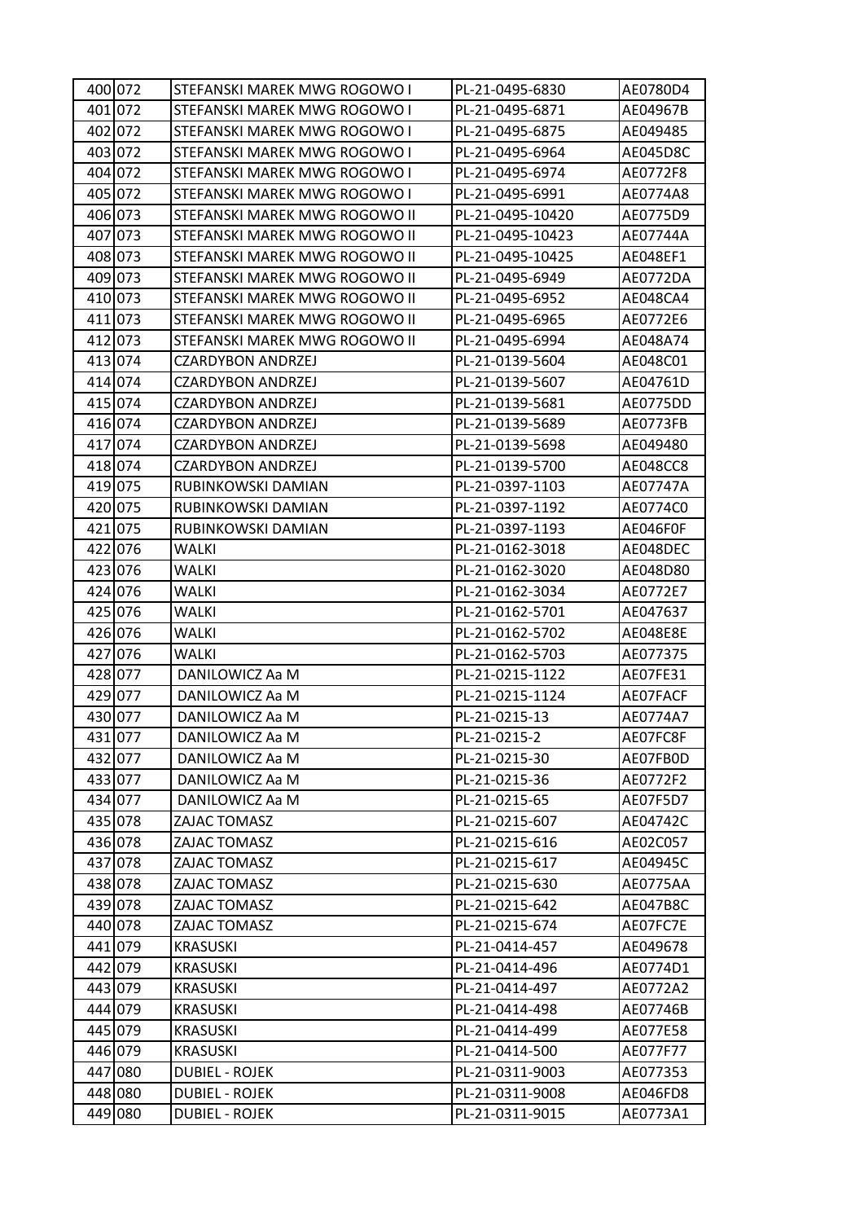| | | | | |
|---|---|---|---|---|
| 400 | 072 | STEFANSKI MAREK MWG ROGOWO I | PL-21-0495-6830 | AE0780D4 |
| 401 | 072 | STEFANSKI MAREK MWG ROGOWO I | PL-21-0495-6871 | AE04967B |
| 402 | 072 | STEFANSKI MAREK MWG ROGOWO I | PL-21-0495-6875 | AE049485 |
| 403 | 072 | STEFANSKI MAREK MWG ROGOWO I | PL-21-0495-6964 | AE045D8C |
| 404 | 072 | STEFANSKI MAREK MWG ROGOWO I | PL-21-0495-6974 | AE0772F8 |
| 405 | 072 | STEFANSKI MAREK MWG ROGOWO I | PL-21-0495-6991 | AE0774A8 |
| 406 | 073 | STEFANSKI MAREK MWG ROGOWO II | PL-21-0495-10420 | AE0775D9 |
| 407 | 073 | STEFANSKI MAREK MWG ROGOWO II | PL-21-0495-10423 | AE07744A |
| 408 | 073 | STEFANSKI MAREK MWG ROGOWO II | PL-21-0495-10425 | AE048EF1 |
| 409 | 073 | STEFANSKI MAREK MWG ROGOWO II | PL-21-0495-6949 | AE0772DA |
| 410 | 073 | STEFANSKI MAREK MWG ROGOWO II | PL-21-0495-6952 | AE048CA4 |
| 411 | 073 | STEFANSKI MAREK MWG ROGOWO II | PL-21-0495-6965 | AE0772E6 |
| 412 | 073 | STEFANSKI MAREK MWG ROGOWO II | PL-21-0495-6994 | AE048A74 |
| 413 | 074 | CZARDYBON ANDRZEJ | PL-21-0139-5604 | AE048C01 |
| 414 | 074 | CZARDYBON ANDRZEJ | PL-21-0139-5607 | AE04761D |
| 415 | 074 | CZARDYBON ANDRZEJ | PL-21-0139-5681 | AE0775DD |
| 416 | 074 | CZARDYBON ANDRZEJ | PL-21-0139-5689 | AE0773FB |
| 417 | 074 | CZARDYBON ANDRZEJ | PL-21-0139-5698 | AE049480 |
| 418 | 074 | CZARDYBON ANDRZEJ | PL-21-0139-5700 | AE048CC8 |
| 419 | 075 | RUBINKOWSKI DAMIAN | PL-21-0397-1103 | AE07747A |
| 420 | 075 | RUBINKOWSKI DAMIAN | PL-21-0397-1192 | AE0774C0 |
| 421 | 075 | RUBINKOWSKI DAMIAN | PL-21-0397-1193 | AE046F0F |
| 422 | 076 | WALKI | PL-21-0162-3018 | AE048DEC |
| 423 | 076 | WALKI | PL-21-0162-3020 | AE048D80 |
| 424 | 076 | WALKI | PL-21-0162-3034 | AE0772E7 |
| 425 | 076 | WALKI | PL-21-0162-5701 | AE047637 |
| 426 | 076 | WALKI | PL-21-0162-5702 | AE048E8E |
| 427 | 076 | WALKI | PL-21-0162-5703 | AE077375 |
| 428 | 077 | DANILOWICZ Aa M | PL-21-0215-1122 | AE07FE31 |
| 429 | 077 | DANILOWICZ Aa M | PL-21-0215-1124 | AE07FACF |
| 430 | 077 | DANILOWICZ Aa M | PL-21-0215-13 | AE0774A7 |
| 431 | 077 | DANILOWICZ Aa M | PL-21-0215-2 | AE07FC8F |
| 432 | 077 | DANILOWICZ Aa M | PL-21-0215-30 | AE07FB0D |
| 433 | 077 | DANILOWICZ Aa M | PL-21-0215-36 | AE0772F2 |
| 434 | 077 | DANILOWICZ Aa M | PL-21-0215-65 | AE07F5D7 |
| 435 | 078 | ZAJAC TOMASZ | PL-21-0215-607 | AE04742C |
| 436 | 078 | ZAJAC TOMASZ | PL-21-0215-616 | AE02C057 |
| 437 | 078 | ZAJAC TOMASZ | PL-21-0215-617 | AE04945C |
| 438 | 078 | ZAJAC TOMASZ | PL-21-0215-630 | AE0775AA |
| 439 | 078 | ZAJAC TOMASZ | PL-21-0215-642 | AE047B8C |
| 440 | 078 | ZAJAC TOMASZ | PL-21-0215-674 | AE07FC7E |
| 441 | 079 | KRASUSKI | PL-21-0414-457 | AE049678 |
| 442 | 079 | KRASUSKI | PL-21-0414-496 | AE0774D1 |
| 443 | 079 | KRASUSKI | PL-21-0414-497 | AE0772A2 |
| 444 | 079 | KRASUSKI | PL-21-0414-498 | AE07746B |
| 445 | 079 | KRASUSKI | PL-21-0414-499 | AE077E58 |
| 446 | 079 | KRASUSKI | PL-21-0414-500 | AE077F77 |
| 447 | 080 | DUBIEL - ROJEK | PL-21-0311-9003 | AE077353 |
| 448 | 080 | DUBIEL - ROJEK | PL-21-0311-9008 | AE046FD8 |
| 449 | 080 | DUBIEL - ROJEK | PL-21-0311-9015 | AE0773A1 |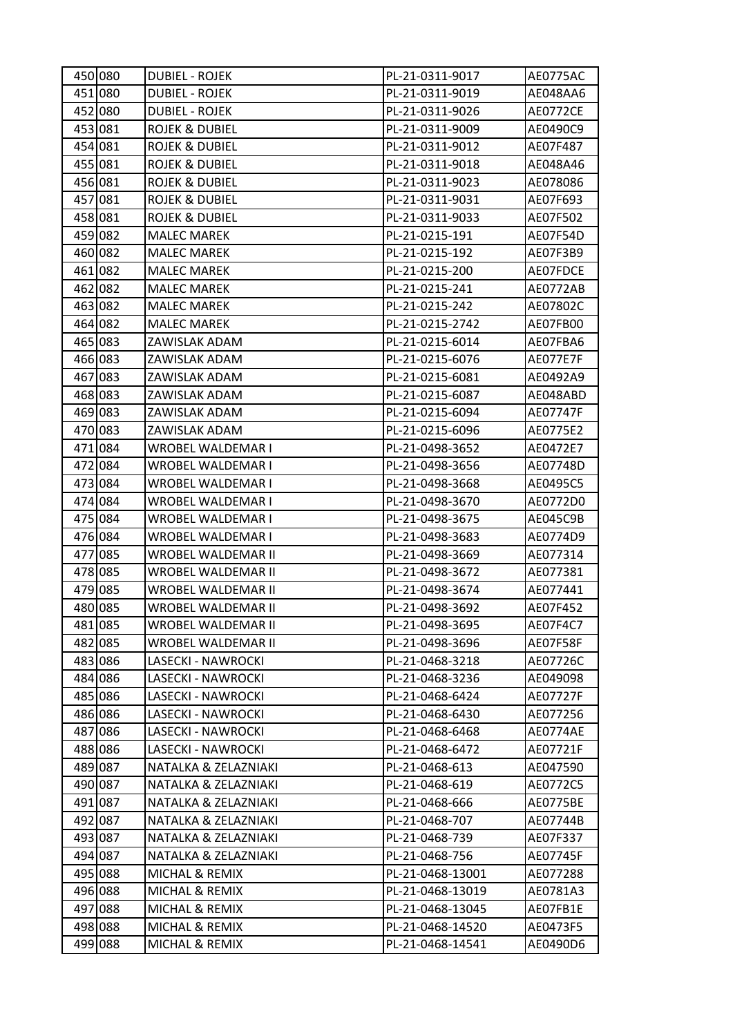| | | | | |
|---|---|---|---|---|
| 450 | 080 | DUBIEL - ROJEK | PL-21-0311-9017 | AE0775AC |
| 451 | 080 | DUBIEL - ROJEK | PL-21-0311-9019 | AE048AA6 |
| 452 | 080 | DUBIEL - ROJEK | PL-21-0311-9026 | AE0772CE |
| 453 | 081 | ROJEK & DUBIEL | PL-21-0311-9009 | AE0490C9 |
| 454 | 081 | ROJEK & DUBIEL | PL-21-0311-9012 | AE07F487 |
| 455 | 081 | ROJEK & DUBIEL | PL-21-0311-9018 | AE048A46 |
| 456 | 081 | ROJEK & DUBIEL | PL-21-0311-9023 | AE078086 |
| 457 | 081 | ROJEK & DUBIEL | PL-21-0311-9031 | AE07F693 |
| 458 | 081 | ROJEK & DUBIEL | PL-21-0311-9033 | AE07F502 |
| 459 | 082 | MALEC MAREK | PL-21-0215-191 | AE07F54D |
| 460 | 082 | MALEC MAREK | PL-21-0215-192 | AE07F3B9 |
| 461 | 082 | MALEC MAREK | PL-21-0215-200 | AE07FDCE |
| 462 | 082 | MALEC MAREK | PL-21-0215-241 | AE0772AB |
| 463 | 082 | MALEC MAREK | PL-21-0215-242 | AE07802C |
| 464 | 082 | MALEC MAREK | PL-21-0215-2742 | AE07FB00 |
| 465 | 083 | ZAWISLAK ADAM | PL-21-0215-6014 | AE07FBA6 |
| 466 | 083 | ZAWISLAK ADAM | PL-21-0215-6076 | AE077E7F |
| 467 | 083 | ZAWISLAK ADAM | PL-21-0215-6081 | AE0492A9 |
| 468 | 083 | ZAWISLAK ADAM | PL-21-0215-6087 | AE048ABD |
| 469 | 083 | ZAWISLAK ADAM | PL-21-0215-6094 | AE07747F |
| 470 | 083 | ZAWISLAK ADAM | PL-21-0215-6096 | AE0775E2 |
| 471 | 084 | WROBEL WALDEMAR I | PL-21-0498-3652 | AE0472E7 |
| 472 | 084 | WROBEL WALDEMAR I | PL-21-0498-3656 | AE07748D |
| 473 | 084 | WROBEL WALDEMAR I | PL-21-0498-3668 | AE0495C5 |
| 474 | 084 | WROBEL WALDEMAR I | PL-21-0498-3670 | AE0772D0 |
| 475 | 084 | WROBEL WALDEMAR I | PL-21-0498-3675 | AE045C9B |
| 476 | 084 | WROBEL WALDEMAR I | PL-21-0498-3683 | AE0774D9 |
| 477 | 085 | WROBEL WALDEMAR II | PL-21-0498-3669 | AE077314 |
| 478 | 085 | WROBEL WALDEMAR II | PL-21-0498-3672 | AE077381 |
| 479 | 085 | WROBEL WALDEMAR II | PL-21-0498-3674 | AE077441 |
| 480 | 085 | WROBEL WALDEMAR II | PL-21-0498-3692 | AE07F452 |
| 481 | 085 | WROBEL WALDEMAR II | PL-21-0498-3695 | AE07F4C7 |
| 482 | 085 | WROBEL WALDEMAR II | PL-21-0498-3696 | AE07F58F |
| 483 | 086 | LASECKI - NAWROCKI | PL-21-0468-3218 | AE07726C |
| 484 | 086 | LASECKI - NAWROCKI | PL-21-0468-3236 | AE049098 |
| 485 | 086 | LASECKI - NAWROCKI | PL-21-0468-6424 | AE07727F |
| 486 | 086 | LASECKI - NAWROCKI | PL-21-0468-6430 | AE077256 |
| 487 | 086 | LASECKI - NAWROCKI | PL-21-0468-6468 | AE0774AE |
| 488 | 086 | LASECKI - NAWROCKI | PL-21-0468-6472 | AE07721F |
| 489 | 087 | NATALKA & ZELAZNIAKI | PL-21-0468-613 | AE047590 |
| 490 | 087 | NATALKA & ZELAZNIAKI | PL-21-0468-619 | AE0772C5 |
| 491 | 087 | NATALKA & ZELAZNIAKI | PL-21-0468-666 | AE0775BE |
| 492 | 087 | NATALKA & ZELAZNIAKI | PL-21-0468-707 | AE07744B |
| 493 | 087 | NATALKA & ZELAZNIAKI | PL-21-0468-739 | AE07F337 |
| 494 | 087 | NATALKA & ZELAZNIAKI | PL-21-0468-756 | AE07745F |
| 495 | 088 | MICHAL & REMIX | PL-21-0468-13001 | AE077288 |
| 496 | 088 | MICHAL & REMIX | PL-21-0468-13019 | AE0781A3 |
| 497 | 088 | MICHAL & REMIX | PL-21-0468-13045 | AE07FB1E |
| 498 | 088 | MICHAL & REMIX | PL-21-0468-14520 | AE0473F5 |
| 499 | 088 | MICHAL & REMIX | PL-21-0468-14541 | AE0490D6 |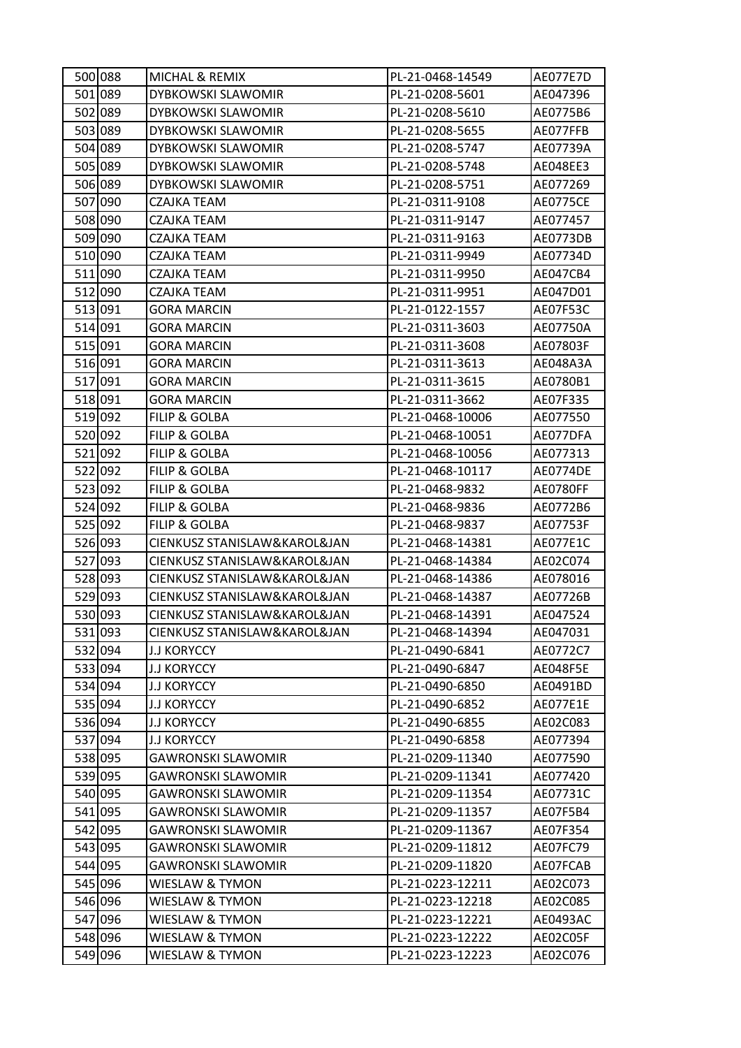| 500 | 088 | MICHAL & REMIX | PL-21-0468-14549 | AE077E7D |
|---|---|---|---|---|
| 501 | 089 | DYBKOWSKI SLAWOMIR | PL-21-0208-5601 | AE047396 |
| 502 | 089 | DYBKOWSKI SLAWOMIR | PL-21-0208-5610 | AE0775B6 |
| 503 | 089 | DYBKOWSKI SLAWOMIR | PL-21-0208-5655 | AE077FFB |
| 504 | 089 | DYBKOWSKI SLAWOMIR | PL-21-0208-5747 | AE07739A |
| 505 | 089 | DYBKOWSKI SLAWOMIR | PL-21-0208-5748 | AE048EE3 |
| 506 | 089 | DYBKOWSKI SLAWOMIR | PL-21-0208-5751 | AE077269 |
| 507 | 090 | CZAJKA TEAM | PL-21-0311-9108 | AE0775CE |
| 508 | 090 | CZAJKA TEAM | PL-21-0311-9147 | AE077457 |
| 509 | 090 | CZAJKA TEAM | PL-21-0311-9163 | AE0773DB |
| 510 | 090 | CZAJKA TEAM | PL-21-0311-9949 | AE07734D |
| 511 | 090 | CZAJKA TEAM | PL-21-0311-9950 | AE047CB4 |
| 512 | 090 | CZAJKA TEAM | PL-21-0311-9951 | AE047D01 |
| 513 | 091 | GORA MARCIN | PL-21-0122-1557 | AE07F53C |
| 514 | 091 | GORA MARCIN | PL-21-0311-3603 | AE07750A |
| 515 | 091 | GORA MARCIN | PL-21-0311-3608 | AE07803F |
| 516 | 091 | GORA MARCIN | PL-21-0311-3613 | AE048A3A |
| 517 | 091 | GORA MARCIN | PL-21-0311-3615 | AE0780B1 |
| 518 | 091 | GORA MARCIN | PL-21-0311-3662 | AE07F335 |
| 519 | 092 | FILIP & GOLBA | PL-21-0468-10006 | AE077550 |
| 520 | 092 | FILIP & GOLBA | PL-21-0468-10051 | AE077DFA |
| 521 | 092 | FILIP & GOLBA | PL-21-0468-10056 | AE077313 |
| 522 | 092 | FILIP & GOLBA | PL-21-0468-10117 | AE0774DE |
| 523 | 092 | FILIP & GOLBA | PL-21-0468-9832 | AE0780FF |
| 524 | 092 | FILIP & GOLBA | PL-21-0468-9836 | AE0772B6 |
| 525 | 092 | FILIP & GOLBA | PL-21-0468-9837 | AE07753F |
| 526 | 093 | CIENKUSZ STANISLAW&KAROL&JAN | PL-21-0468-14381 | AE077E1C |
| 527 | 093 | CIENKUSZ STANISLAW&KAROL&JAN | PL-21-0468-14384 | AE02C074 |
| 528 | 093 | CIENKUSZ STANISLAW&KAROL&JAN | PL-21-0468-14386 | AE078016 |
| 529 | 093 | CIENKUSZ STANISLAW&KAROL&JAN | PL-21-0468-14387 | AE07726B |
| 530 | 093 | CIENKUSZ STANISLAW&KAROL&JAN | PL-21-0468-14391 | AE047524 |
| 531 | 093 | CIENKUSZ STANISLAW&KAROL&JAN | PL-21-0468-14394 | AE047031 |
| 532 | 094 | J.J KORYCCY | PL-21-0490-6841 | AE0772C7 |
| 533 | 094 | J.J KORYCCY | PL-21-0490-6847 | AE048F5E |
| 534 | 094 | J.J KORYCCY | PL-21-0490-6850 | AE0491BD |
| 535 | 094 | J.J KORYCCY | PL-21-0490-6852 | AE077E1E |
| 536 | 094 | J.J KORYCCY | PL-21-0490-6855 | AE02C083 |
| 537 | 094 | J.J KORYCCY | PL-21-0490-6858 | AE077394 |
| 538 | 095 | GAWRONSKI SLAWOMIR | PL-21-0209-11340 | AE077590 |
| 539 | 095 | GAWRONSKI SLAWOMIR | PL-21-0209-11341 | AE077420 |
| 540 | 095 | GAWRONSKI SLAWOMIR | PL-21-0209-11354 | AE07731C |
| 541 | 095 | GAWRONSKI SLAWOMIR | PL-21-0209-11357 | AE07F5B4 |
| 542 | 095 | GAWRONSKI SLAWOMIR | PL-21-0209-11367 | AE07F354 |
| 543 | 095 | GAWRONSKI SLAWOMIR | PL-21-0209-11812 | AE07FC79 |
| 544 | 095 | GAWRONSKI SLAWOMIR | PL-21-0209-11820 | AE07FCAB |
| 545 | 096 | WIESLAW & TYMON | PL-21-0223-12211 | AE02C073 |
| 546 | 096 | WIESLAW & TYMON | PL-21-0223-12218 | AE02C085 |
| 547 | 096 | WIESLAW & TYMON | PL-21-0223-12221 | AE0493AC |
| 548 | 096 | WIESLAW & TYMON | PL-21-0223-12222 | AE02C05F |
| 549 | 096 | WIESLAW & TYMON | PL-21-0223-12223 | AE02C076 |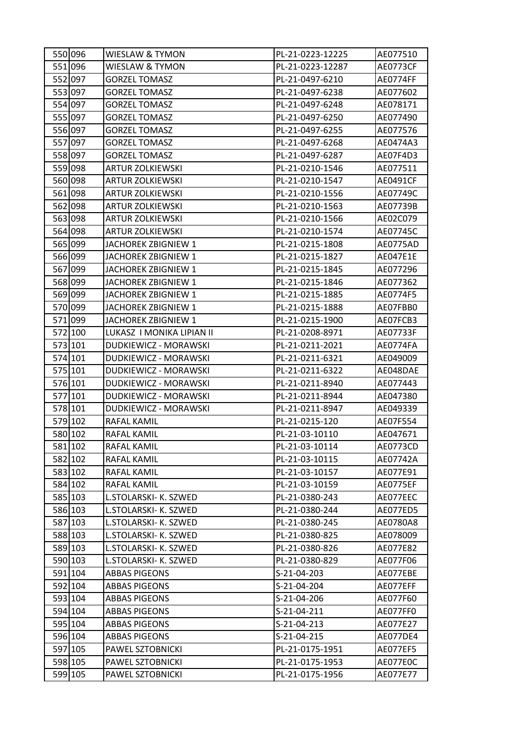| | | | | |
|---|---|---|---|---|
| 550 | 096 | WIESLAW & TYMON | PL-21-0223-12225 | AE077510 |
| 551 | 096 | WIESLAW & TYMON | PL-21-0223-12287 | AE0773CF |
| 552 | 097 | GORZEL TOMASZ | PL-21-0497-6210 | AE0774FF |
| 553 | 097 | GORZEL TOMASZ | PL-21-0497-6238 | AE077602 |
| 554 | 097 | GORZEL TOMASZ | PL-21-0497-6248 | AE078171 |
| 555 | 097 | GORZEL TOMASZ | PL-21-0497-6250 | AE077490 |
| 556 | 097 | GORZEL TOMASZ | PL-21-0497-6255 | AE077576 |
| 557 | 097 | GORZEL TOMASZ | PL-21-0497-6268 | AE0474A3 |
| 558 | 097 | GORZEL TOMASZ | PL-21-0497-6287 | AE07F4D3 |
| 559 | 098 | ARTUR ZOLKIEWSKI | PL-21-0210-1546 | AE077511 |
| 560 | 098 | ARTUR ZOLKIEWSKI | PL-21-0210-1547 | AE0491CF |
| 561 | 098 | ARTUR ZOLKIEWSKI | PL-21-0210-1556 | AE07749C |
| 562 | 098 | ARTUR ZOLKIEWSKI | PL-21-0210-1563 | AE07739B |
| 563 | 098 | ARTUR ZOLKIEWSKI | PL-21-0210-1566 | AE02C079 |
| 564 | 098 | ARTUR ZOLKIEWSKI | PL-21-0210-1574 | AE07745C |
| 565 | 099 | JACHOREK ZBIGNIEW 1 | PL-21-0215-1808 | AE0775AD |
| 566 | 099 | JACHOREK ZBIGNIEW 1 | PL-21-0215-1827 | AE047E1E |
| 567 | 099 | JACHOREK ZBIGNIEW 1 | PL-21-0215-1845 | AE077296 |
| 568 | 099 | JACHOREK ZBIGNIEW 1 | PL-21-0215-1846 | AE077362 |
| 569 | 099 | JACHOREK ZBIGNIEW 1 | PL-21-0215-1885 | AE0774F5 |
| 570 | 099 | JACHOREK ZBIGNIEW 1 | PL-21-0215-1888 | AE07FBB0 |
| 571 | 099 | JACHOREK ZBIGNIEW 1 | PL-21-0215-1900 | AE07FCB3 |
| 572 | 100 | LUKASZ I MONIKA LIPIAN II | PL-21-0208-8971 | AE07733F |
| 573 | 101 | DUDKIEWICZ - MORAWSKI | PL-21-0211-2021 | AE0774FA |
| 574 | 101 | DUDKIEWICZ - MORAWSKI | PL-21-0211-6321 | AE049009 |
| 575 | 101 | DUDKIEWICZ - MORAWSKI | PL-21-0211-6322 | AE048DAE |
| 576 | 101 | DUDKIEWICZ - MORAWSKI | PL-21-0211-8940 | AE077443 |
| 577 | 101 | DUDKIEWICZ - MORAWSKI | PL-21-0211-8944 | AE047380 |
| 578 | 101 | DUDKIEWICZ - MORAWSKI | PL-21-0211-8947 | AE049339 |
| 579 | 102 | RAFAL KAMIL | PL-21-0215-120 | AE07F554 |
| 580 | 102 | RAFAL KAMIL | PL-21-03-10110 | AE047671 |
| 581 | 102 | RAFAL KAMIL | PL-21-03-10114 | AE0773CD |
| 582 | 102 | RAFAL KAMIL | PL-21-03-10115 | AE07742A |
| 583 | 102 | RAFAL KAMIL | PL-21-03-10157 | AE077E91 |
| 584 | 102 | RAFAL KAMIL | PL-21-03-10159 | AE0775EF |
| 585 | 103 | L.STOLARSKI- K. SZWED | PL-21-0380-243 | AE077EEC |
| 586 | 103 | L.STOLARSKI- K. SZWED | PL-21-0380-244 | AE077ED5 |
| 587 | 103 | L.STOLARSKI- K. SZWED | PL-21-0380-245 | AE0780A8 |
| 588 | 103 | L.STOLARSKI- K. SZWED | PL-21-0380-825 | AE078009 |
| 589 | 103 | L.STOLARSKI- K. SZWED | PL-21-0380-826 | AE077E82 |
| 590 | 103 | L.STOLARSKI- K. SZWED | PL-21-0380-829 | AE077F06 |
| 591 | 104 | ABBAS PIGEONS | S-21-04-203 | AE077EBE |
| 592 | 104 | ABBAS PIGEONS | S-21-04-204 | AE077EFF |
| 593 | 104 | ABBAS PIGEONS | S-21-04-206 | AE077F60 |
| 594 | 104 | ABBAS PIGEONS | S-21-04-211 | AE077FF0 |
| 595 | 104 | ABBAS PIGEONS | S-21-04-213 | AE077E27 |
| 596 | 104 | ABBAS PIGEONS | S-21-04-215 | AE077DE4 |
| 597 | 105 | PAWEL SZTOBNICKI | PL-21-0175-1951 | AE077EF5 |
| 598 | 105 | PAWEL SZTOBNICKI | PL-21-0175-1953 | AE077E0C |
| 599 | 105 | PAWEL SZTOBNICKI | PL-21-0175-1956 | AE077E77 |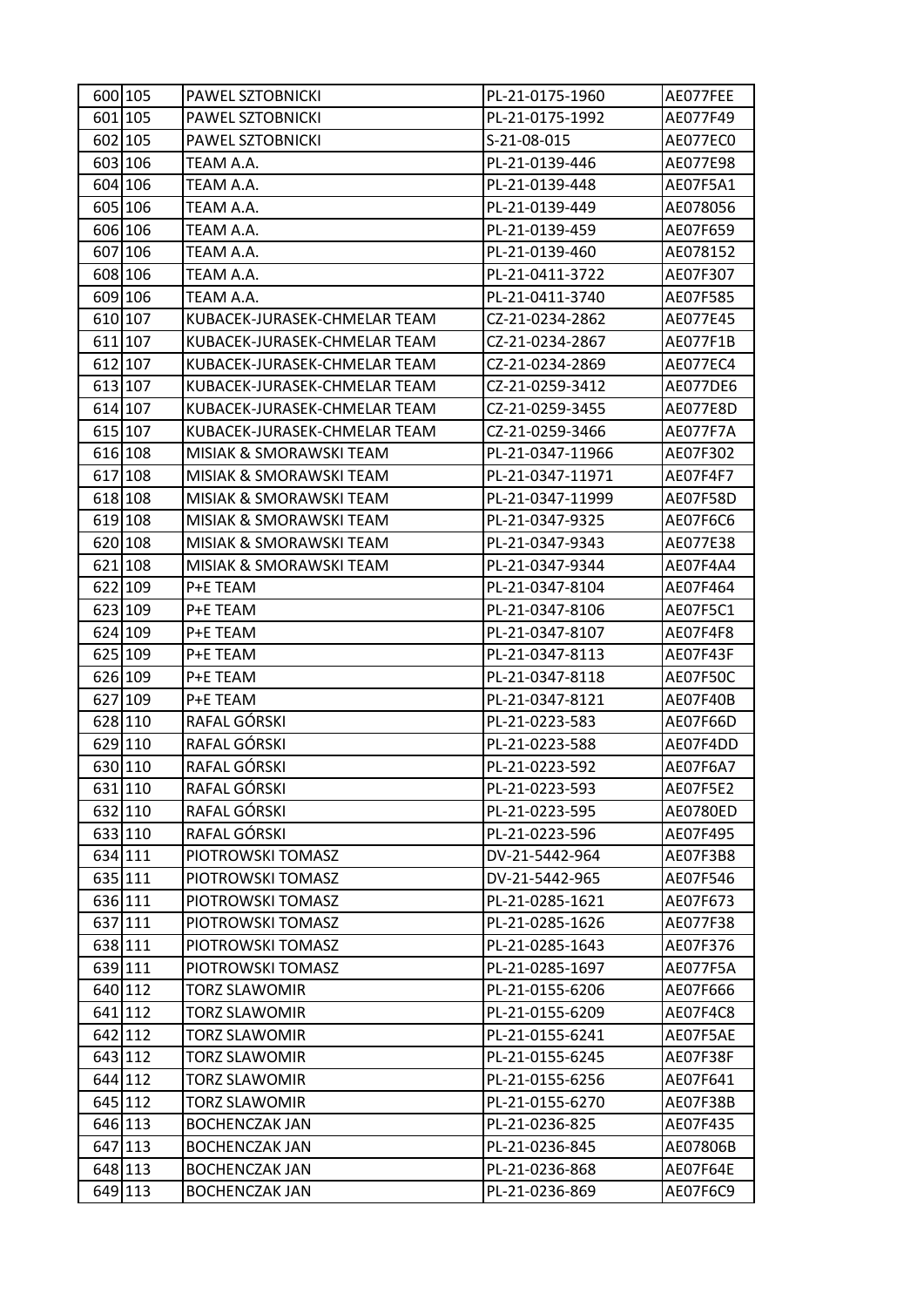| | | | | |
|---|---|---|---|---|
| 600 | 105 | PAWEL SZTOBNICKI | PL-21-0175-1960 | AE077FEE |
| 601 | 105 | PAWEL SZTOBNICKI | PL-21-0175-1992 | AE077F49 |
| 602 | 105 | PAWEL SZTOBNICKI | S-21-08-015 | AE077EC0 |
| 603 | 106 | TEAM A.A. | PL-21-0139-446 | AE077E98 |
| 604 | 106 | TEAM A.A. | PL-21-0139-448 | AE07F5A1 |
| 605 | 106 | TEAM A.A. | PL-21-0139-449 | AE078056 |
| 606 | 106 | TEAM A.A. | PL-21-0139-459 | AE07F659 |
| 607 | 106 | TEAM A.A. | PL-21-0139-460 | AE078152 |
| 608 | 106 | TEAM A.A. | PL-21-0411-3722 | AE07F307 |
| 609 | 106 | TEAM A.A. | PL-21-0411-3740 | AE07F585 |
| 610 | 107 | KUBACEK-JURASEK-CHMELAR TEAM | CZ-21-0234-2862 | AE077E45 |
| 611 | 107 | KUBACEK-JURASEK-CHMELAR TEAM | CZ-21-0234-2867 | AE077F1B |
| 612 | 107 | KUBACEK-JURASEK-CHMELAR TEAM | CZ-21-0234-2869 | AE077EC4 |
| 613 | 107 | KUBACEK-JURASEK-CHMELAR TEAM | CZ-21-0259-3412 | AE077DE6 |
| 614 | 107 | KUBACEK-JURASEK-CHMELAR TEAM | CZ-21-0259-3455 | AE077E8D |
| 615 | 107 | KUBACEK-JURASEK-CHMELAR TEAM | CZ-21-0259-3466 | AE077F7A |
| 616 | 108 | MISIAK & SMORAWSKI TEAM | PL-21-0347-11966 | AE07F302 |
| 617 | 108 | MISIAK & SMORAWSKI TEAM | PL-21-0347-11971 | AE07F4F7 |
| 618 | 108 | MISIAK & SMORAWSKI TEAM | PL-21-0347-11999 | AE07F58D |
| 619 | 108 | MISIAK & SMORAWSKI TEAM | PL-21-0347-9325 | AE07F6C6 |
| 620 | 108 | MISIAK & SMORAWSKI TEAM | PL-21-0347-9343 | AE077E38 |
| 621 | 108 | MISIAK & SMORAWSKI TEAM | PL-21-0347-9344 | AE07F4A4 |
| 622 | 109 | P+E TEAM | PL-21-0347-8104 | AE07F464 |
| 623 | 109 | P+E TEAM | PL-21-0347-8106 | AE07F5C1 |
| 624 | 109 | P+E TEAM | PL-21-0347-8107 | AE07F4F8 |
| 625 | 109 | P+E TEAM | PL-21-0347-8113 | AE07F43F |
| 626 | 109 | P+E TEAM | PL-21-0347-8118 | AE07F50C |
| 627 | 109 | P+E TEAM | PL-21-0347-8121 | AE07F40B |
| 628 | 110 | RAFAL GÓRSKI | PL-21-0223-583 | AE07F66D |
| 629 | 110 | RAFAL GÓRSKI | PL-21-0223-588 | AE07F4DD |
| 630 | 110 | RAFAL GÓRSKI | PL-21-0223-592 | AE07F6A7 |
| 631 | 110 | RAFAL GÓRSKI | PL-21-0223-593 | AE07F5E2 |
| 632 | 110 | RAFAL GÓRSKI | PL-21-0223-595 | AE0780ED |
| 633 | 110 | RAFAL GÓRSKI | PL-21-0223-596 | AE07F495 |
| 634 | 111 | PIOTROWSKI TOMASZ | DV-21-5442-964 | AE07F3B8 |
| 635 | 111 | PIOTROWSKI TOMASZ | DV-21-5442-965 | AE07F546 |
| 636 | 111 | PIOTROWSKI TOMASZ | PL-21-0285-1621 | AE07F673 |
| 637 | 111 | PIOTROWSKI TOMASZ | PL-21-0285-1626 | AE077F38 |
| 638 | 111 | PIOTROWSKI TOMASZ | PL-21-0285-1643 | AE07F376 |
| 639 | 111 | PIOTROWSKI TOMASZ | PL-21-0285-1697 | AE077F5A |
| 640 | 112 | TORZ SLAWOMIR | PL-21-0155-6206 | AE07F666 |
| 641 | 112 | TORZ SLAWOMIR | PL-21-0155-6209 | AE07F4C8 |
| 642 | 112 | TORZ SLAWOMIR | PL-21-0155-6241 | AE07F5AE |
| 643 | 112 | TORZ SLAWOMIR | PL-21-0155-6245 | AE07F38F |
| 644 | 112 | TORZ SLAWOMIR | PL-21-0155-6256 | AE07F641 |
| 645 | 112 | TORZ SLAWOMIR | PL-21-0155-6270 | AE07F38B |
| 646 | 113 | BOCHENCZAK JAN | PL-21-0236-825 | AE07F435 |
| 647 | 113 | BOCHENCZAK JAN | PL-21-0236-845 | AE07806B |
| 648 | 113 | BOCHENCZAK JAN | PL-21-0236-868 | AE07F64E |
| 649 | 113 | BOCHENCZAK JAN | PL-21-0236-869 | AE07F6C9 |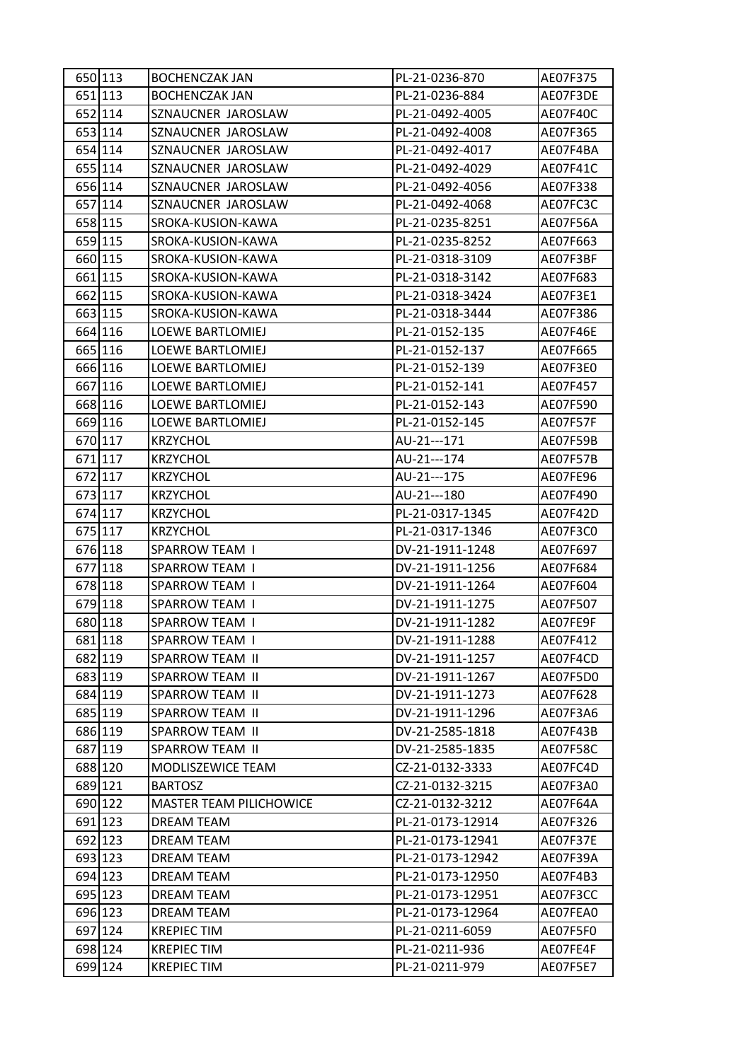| | | | | |
|---|---|---|---|---|
| 650 | 113 | BOCHENCZAK JAN | PL-21-0236-870 | AE07F375 |
| 651 | 113 | BOCHENCZAK JAN | PL-21-0236-884 | AE07F3DE |
| 652 | 114 | SZNAUCNER JAROSLAW | PL-21-0492-4005 | AE07F40C |
| 653 | 114 | SZNAUCNER JAROSLAW | PL-21-0492-4008 | AE07F365 |
| 654 | 114 | SZNAUCNER JAROSLAW | PL-21-0492-4017 | AE07F4BA |
| 655 | 114 | SZNAUCNER JAROSLAW | PL-21-0492-4029 | AE07F41C |
| 656 | 114 | SZNAUCNER JAROSLAW | PL-21-0492-4056 | AE07F338 |
| 657 | 114 | SZNAUCNER JAROSLAW | PL-21-0492-4068 | AE07FC3C |
| 658 | 115 | SROKA-KUSION-KAWA | PL-21-0235-8251 | AE07F56A |
| 659 | 115 | SROKA-KUSION-KAWA | PL-21-0235-8252 | AE07F663 |
| 660 | 115 | SROKA-KUSION-KAWA | PL-21-0318-3109 | AE07F3BF |
| 661 | 115 | SROKA-KUSION-KAWA | PL-21-0318-3142 | AE07F683 |
| 662 | 115 | SROKA-KUSION-KAWA | PL-21-0318-3424 | AE07F3E1 |
| 663 | 115 | SROKA-KUSION-KAWA | PL-21-0318-3444 | AE07F386 |
| 664 | 116 | LOEWE BARTLOMIEJ | PL-21-0152-135 | AE07F46E |
| 665 | 116 | LOEWE BARTLOMIEJ | PL-21-0152-137 | AE07F665 |
| 666 | 116 | LOEWE BARTLOMIEJ | PL-21-0152-139 | AE07F3E0 |
| 667 | 116 | LOEWE BARTLOMIEJ | PL-21-0152-141 | AE07F457 |
| 668 | 116 | LOEWE BARTLOMIEJ | PL-21-0152-143 | AE07F590 |
| 669 | 116 | LOEWE BARTLOMIEJ | PL-21-0152-145 | AE07F57F |
| 670 | 117 | KRZYCHOL | AU-21---171 | AE07F59B |
| 671 | 117 | KRZYCHOL | AU-21---174 | AE07F57B |
| 672 | 117 | KRZYCHOL | AU-21---175 | AE07FE96 |
| 673 | 117 | KRZYCHOL | AU-21---180 | AE07F490 |
| 674 | 117 | KRZYCHOL | PL-21-0317-1345 | AE07F42D |
| 675 | 117 | KRZYCHOL | PL-21-0317-1346 | AE07F3C0 |
| 676 | 118 | SPARROW TEAM I | DV-21-1911-1248 | AE07F697 |
| 677 | 118 | SPARROW TEAM I | DV-21-1911-1256 | AE07F684 |
| 678 | 118 | SPARROW TEAM I | DV-21-1911-1264 | AE07F604 |
| 679 | 118 | SPARROW TEAM I | DV-21-1911-1275 | AE07F507 |
| 680 | 118 | SPARROW TEAM I | DV-21-1911-1282 | AE07FE9F |
| 681 | 118 | SPARROW TEAM I | DV-21-1911-1288 | AE07F412 |
| 682 | 119 | SPARROW TEAM II | DV-21-1911-1257 | AE07F4CD |
| 683 | 119 | SPARROW TEAM II | DV-21-1911-1267 | AE07F5D0 |
| 684 | 119 | SPARROW TEAM II | DV-21-1911-1273 | AE07F628 |
| 685 | 119 | SPARROW TEAM II | DV-21-1911-1296 | AE07F3A6 |
| 686 | 119 | SPARROW TEAM II | DV-21-2585-1818 | AE07F43B |
| 687 | 119 | SPARROW TEAM II | DV-21-2585-1835 | AE07F58C |
| 688 | 120 | MODLISZEWICE TEAM | CZ-21-0132-3333 | AE07FC4D |
| 689 | 121 | BARTOSZ | CZ-21-0132-3215 | AE07F3A0 |
| 690 | 122 | MASTER TEAM PILICHOWICE | CZ-21-0132-3212 | AE07F64A |
| 691 | 123 | DREAM TEAM | PL-21-0173-12914 | AE07F326 |
| 692 | 123 | DREAM TEAM | PL-21-0173-12941 | AE07F37E |
| 693 | 123 | DREAM TEAM | PL-21-0173-12942 | AE07F39A |
| 694 | 123 | DREAM TEAM | PL-21-0173-12950 | AE07F4B3 |
| 695 | 123 | DREAM TEAM | PL-21-0173-12951 | AE07F3CC |
| 696 | 123 | DREAM TEAM | PL-21-0173-12964 | AE07FEA0 |
| 697 | 124 | KREPIEC TIM | PL-21-0211-6059 | AE07F5F0 |
| 698 | 124 | KREPIEC TIM | PL-21-0211-936 | AE07FE4F |
| 699 | 124 | KREPIEC TIM | PL-21-0211-979 | AE07F5E7 |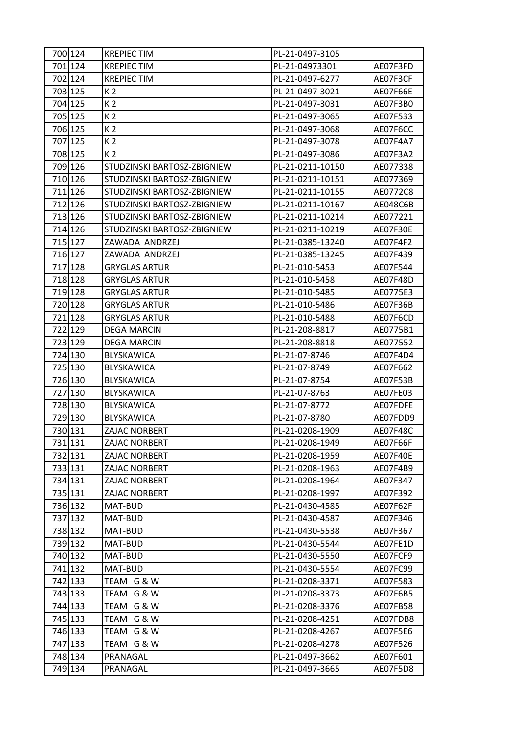| | | | | |
|---|---|---|---|---|
| 700 | 124 | KREPIEC TIM | PL-21-0497-3105 | |
| 701 | 124 | KREPIEC TIM | PL-21-04973301 | AE07F3FD |
| 702 | 124 | KREPIEC TIM | PL-21-0497-6277 | AE07F3CF |
| 703 | 125 | K 2 | PL-21-0497-3021 | AE07F66E |
| 704 | 125 | K 2 | PL-21-0497-3031 | AE07F3B0 |
| 705 | 125 | K 2 | PL-21-0497-3065 | AE07F533 |
| 706 | 125 | K 2 | PL-21-0497-3068 | AE07F6CC |
| 707 | 125 | K 2 | PL-21-0497-3078 | AE07F4A7 |
| 708 | 125 | K 2 | PL-21-0497-3086 | AE07F3A2 |
| 709 | 126 | STUDZINSKI BARTOSZ-ZBIGNIEW | PL-21-0211-10150 | AE077338 |
| 710 | 126 | STUDZINSKI BARTOSZ-ZBIGNIEW | PL-21-0211-10151 | AE077369 |
| 711 | 126 | STUDZINSKI BARTOSZ-ZBIGNIEW | PL-21-0211-10155 | AE0772C8 |
| 712 | 126 | STUDZINSKI BARTOSZ-ZBIGNIEW | PL-21-0211-10167 | AE048C6B |
| 713 | 126 | STUDZINSKI BARTOSZ-ZBIGNIEW | PL-21-0211-10214 | AE077221 |
| 714 | 126 | STUDZINSKI BARTOSZ-ZBIGNIEW | PL-21-0211-10219 | AE07F30E |
| 715 | 127 | ZAWADA ANDRZEJ | PL-21-0385-13240 | AE07F4F2 |
| 716 | 127 | ZAWADA ANDRZEJ | PL-21-0385-13245 | AE07F439 |
| 717 | 128 | GRYGLAS ARTUR | PL-21-010-5453 | AE07F544 |
| 718 | 128 | GRYGLAS ARTUR | PL-21-010-5458 | AE07F48D |
| 719 | 128 | GRYGLAS ARTUR | PL-21-010-5485 | AE0775E3 |
| 720 | 128 | GRYGLAS ARTUR | PL-21-010-5486 | AE07F36B |
| 721 | 128 | GRYGLAS ARTUR | PL-21-010-5488 | AE07F6CD |
| 722 | 129 | DEGA MARCIN | PL-21-208-8817 | AE0775B1 |
| 723 | 129 | DEGA MARCIN | PL-21-208-8818 | AE077552 |
| 724 | 130 | BLYSKAWICA | PL-21-07-8746 | AE07F4D4 |
| 725 | 130 | BLYSKAWICA | PL-21-07-8749 | AE07F662 |
| 726 | 130 | BLYSKAWICA | PL-21-07-8754 | AE07F53B |
| 727 | 130 | BLYSKAWICA | PL-21-07-8763 | AE07FE03 |
| 728 | 130 | BLYSKAWICA | PL-21-07-8772 | AE07FDFE |
| 729 | 130 | BLYSKAWICA | PL-21-07-8780 | AE07FDD9 |
| 730 | 131 | ZAJAC NORBERT | PL-21-0208-1909 | AE07F48C |
| 731 | 131 | ZAJAC NORBERT | PL-21-0208-1949 | AE07F66F |
| 732 | 131 | ZAJAC NORBERT | PL-21-0208-1959 | AE07F40E |
| 733 | 131 | ZAJAC NORBERT | PL-21-0208-1963 | AE07F4B9 |
| 734 | 131 | ZAJAC NORBERT | PL-21-0208-1964 | AE07F347 |
| 735 | 131 | ZAJAC NORBERT | PL-21-0208-1997 | AE07F392 |
| 736 | 132 | MAT-BUD | PL-21-0430-4585 | AE07F62F |
| 737 | 132 | MAT-BUD | PL-21-0430-4587 | AE07F346 |
| 738 | 132 | MAT-BUD | PL-21-0430-5538 | AE07F367 |
| 739 | 132 | MAT-BUD | PL-21-0430-5544 | AE07FE1D |
| 740 | 132 | MAT-BUD | PL-21-0430-5550 | AE07FCF9 |
| 741 | 132 | MAT-BUD | PL-21-0430-5554 | AE07FC99 |
| 742 | 133 | TEAM G & W | PL-21-0208-3371 | AE07F583 |
| 743 | 133 | TEAM G & W | PL-21-0208-3373 | AE07F6B5 |
| 744 | 133 | TEAM G & W | PL-21-0208-3376 | AE07FB58 |
| 745 | 133 | TEAM G & W | PL-21-0208-4251 | AE07FDB8 |
| 746 | 133 | TEAM G & W | PL-21-0208-4267 | AE07F5E6 |
| 747 | 133 | TEAM G & W | PL-21-0208-4278 | AE07F526 |
| 748 | 134 | PRANAGAL | PL-21-0497-3662 | AE07F601 |
| 749 | 134 | PRANAGAL | PL-21-0497-3665 | AE07F5D8 |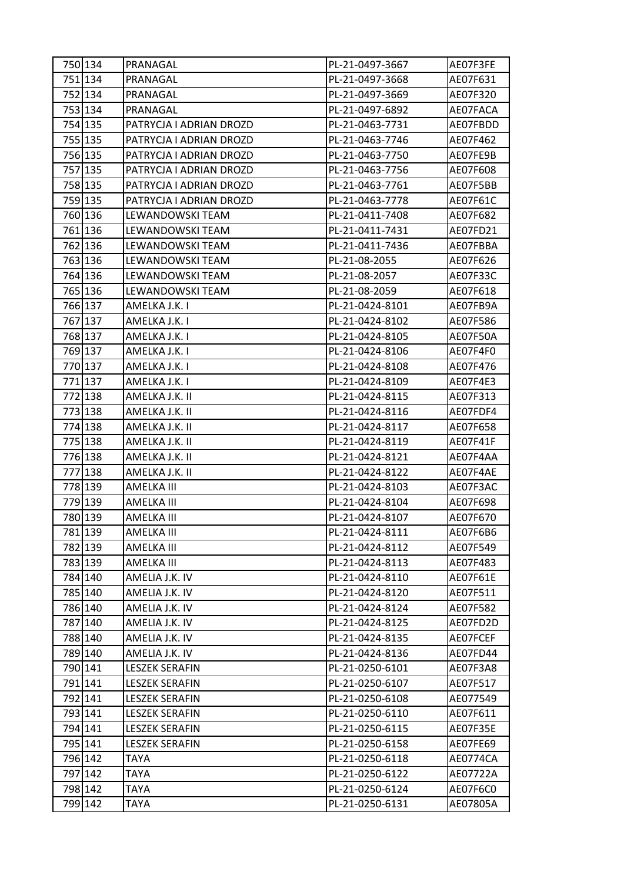| | | | | |
|---|---|---|---|---|
| 750 | 134 | PRANAGAL | PL-21-0497-3667 | AE07F3FE |
| 751 | 134 | PRANAGAL | PL-21-0497-3668 | AE07F631 |
| 752 | 134 | PRANAGAL | PL-21-0497-3669 | AE07F320 |
| 753 | 134 | PRANAGAL | PL-21-0497-6892 | AE07FACA |
| 754 | 135 | PATRYCJA I ADRIAN DROZD | PL-21-0463-7731 | AE07FBDD |
| 755 | 135 | PATRYCJA I ADRIAN DROZD | PL-21-0463-7746 | AE07F462 |
| 756 | 135 | PATRYCJA I ADRIAN DROZD | PL-21-0463-7750 | AE07FE9B |
| 757 | 135 | PATRYCJA I ADRIAN DROZD | PL-21-0463-7756 | AE07F608 |
| 758 | 135 | PATRYCJA I ADRIAN DROZD | PL-21-0463-7761 | AE07F5BB |
| 759 | 135 | PATRYCJA I ADRIAN DROZD | PL-21-0463-7778 | AE07F61C |
| 760 | 136 | LEWANDOWSKI TEAM | PL-21-0411-7408 | AE07F682 |
| 761 | 136 | LEWANDOWSKI TEAM | PL-21-0411-7431 | AE07FD21 |
| 762 | 136 | LEWANDOWSKI TEAM | PL-21-0411-7436 | AE07FBBA |
| 763 | 136 | LEWANDOWSKI TEAM | PL-21-08-2055 | AE07F626 |
| 764 | 136 | LEWANDOWSKI TEAM | PL-21-08-2057 | AE07F33C |
| 765 | 136 | LEWANDOWSKI TEAM | PL-21-08-2059 | AE07F618 |
| 766 | 137 | AMELKA J.K. I | PL-21-0424-8101 | AE07FB9A |
| 767 | 137 | AMELKA J.K. I | PL-21-0424-8102 | AE07F586 |
| 768 | 137 | AMELKA J.K. I | PL-21-0424-8105 | AE07F50A |
| 769 | 137 | AMELKA J.K. I | PL-21-0424-8106 | AE07F4F0 |
| 770 | 137 | AMELKA J.K. I | PL-21-0424-8108 | AE07F476 |
| 771 | 137 | AMELKA J.K. I | PL-21-0424-8109 | AE07F4E3 |
| 772 | 138 | AMELKA J.K. II | PL-21-0424-8115 | AE07F313 |
| 773 | 138 | AMELKA J.K. II | PL-21-0424-8116 | AE07FDF4 |
| 774 | 138 | AMELKA J.K. II | PL-21-0424-8117 | AE07F658 |
| 775 | 138 | AMELKA J.K. II | PL-21-0424-8119 | AE07F41F |
| 776 | 138 | AMELKA J.K. II | PL-21-0424-8121 | AE07F4AA |
| 777 | 138 | AMELKA J.K. II | PL-21-0424-8122 | AE07F4AE |
| 778 | 139 | AMELKA III | PL-21-0424-8103 | AE07F3AC |
| 779 | 139 | AMELKA III | PL-21-0424-8104 | AE07F698 |
| 780 | 139 | AMELKA III | PL-21-0424-8107 | AE07F670 |
| 781 | 139 | AMELKA III | PL-21-0424-8111 | AE07F6B6 |
| 782 | 139 | AMELKA III | PL-21-0424-8112 | AE07F549 |
| 783 | 139 | AMELKA III | PL-21-0424-8113 | AE07F483 |
| 784 | 140 | AMELIA J.K. IV | PL-21-0424-8110 | AE07F61E |
| 785 | 140 | AMELIA J.K. IV | PL-21-0424-8120 | AE07F511 |
| 786 | 140 | AMELIA J.K. IV | PL-21-0424-8124 | AE07F582 |
| 787 | 140 | AMELIA J.K. IV | PL-21-0424-8125 | AE07FD2D |
| 788 | 140 | AMELIA J.K. IV | PL-21-0424-8135 | AE07FCEF |
| 789 | 140 | AMELIA J.K. IV | PL-21-0424-8136 | AE07FD44 |
| 790 | 141 | LESZEK SERAFIN | PL-21-0250-6101 | AE07F3A8 |
| 791 | 141 | LESZEK SERAFIN | PL-21-0250-6107 | AE07F517 |
| 792 | 141 | LESZEK SERAFIN | PL-21-0250-6108 | AE077549 |
| 793 | 141 | LESZEK SERAFIN | PL-21-0250-6110 | AE07F611 |
| 794 | 141 | LESZEK SERAFIN | PL-21-0250-6115 | AE07F35E |
| 795 | 141 | LESZEK SERAFIN | PL-21-0250-6158 | AE07FE69 |
| 796 | 142 | TAYA | PL-21-0250-6118 | AE0774CA |
| 797 | 142 | TAYA | PL-21-0250-6122 | AE07722A |
| 798 | 142 | TAYA | PL-21-0250-6124 | AE07F6C0 |
| 799 | 142 | TAYA | PL-21-0250-6131 | AE07805A |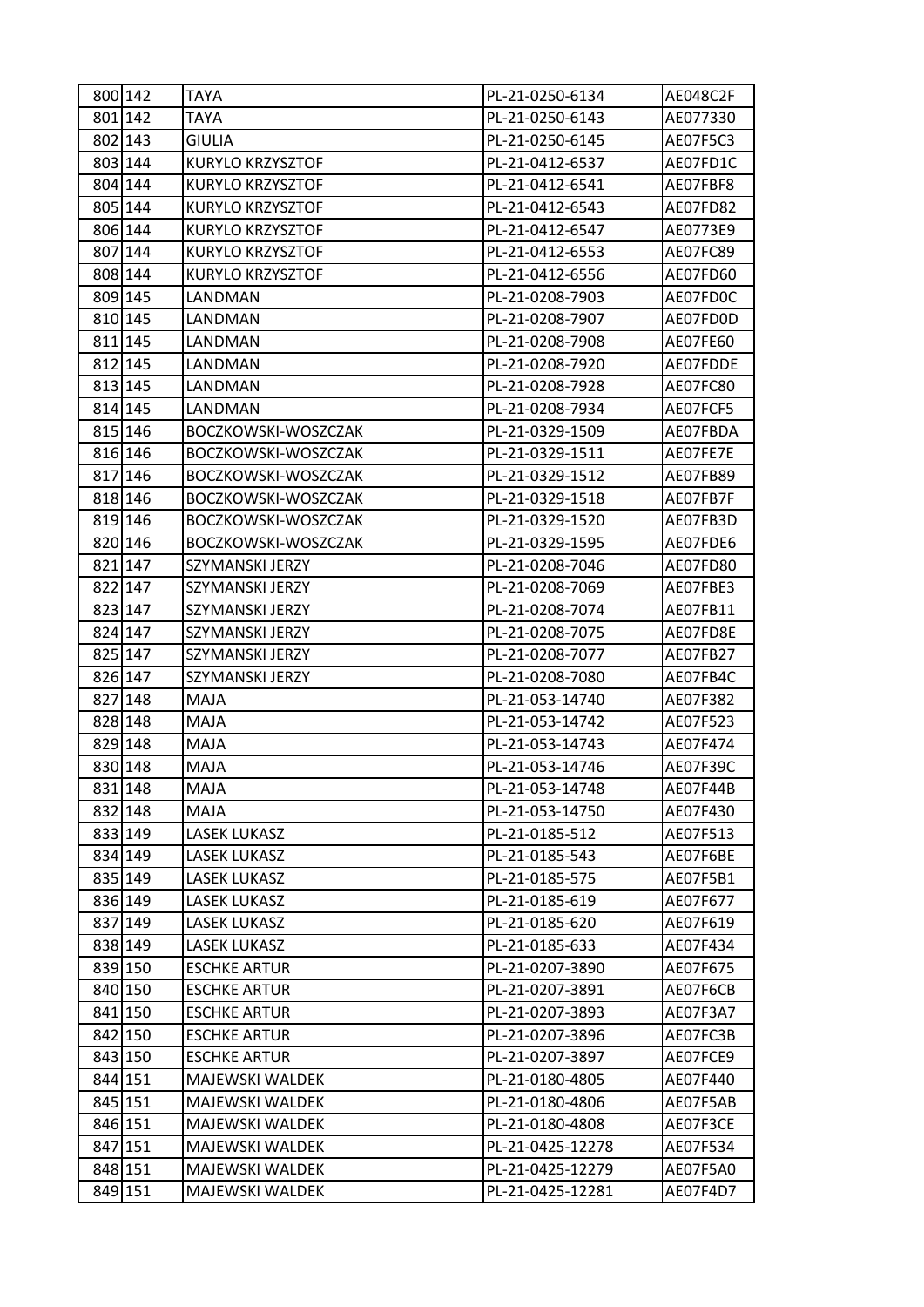| | | | | |
|---|---|---|---|---|
| 800 | 142 | TAYA | PL-21-0250-6134 | AE048C2F |
| 801 | 142 | TAYA | PL-21-0250-6143 | AE077330 |
| 802 | 143 | GIULIA | PL-21-0250-6145 | AE07F5C3 |
| 803 | 144 | KURYLO KRZYSZTOF | PL-21-0412-6537 | AE07FD1C |
| 804 | 144 | KURYLO KRZYSZTOF | PL-21-0412-6541 | AE07FBF8 |
| 805 | 144 | KURYLO KRZYSZTOF | PL-21-0412-6543 | AE07FD82 |
| 806 | 144 | KURYLO KRZYSZTOF | PL-21-0412-6547 | AE0773E9 |
| 807 | 144 | KURYLO KRZYSZTOF | PL-21-0412-6553 | AE07FC89 |
| 808 | 144 | KURYLO KRZYSZTOF | PL-21-0412-6556 | AE07FD60 |
| 809 | 145 | LANDMAN | PL-21-0208-7903 | AE07FD0C |
| 810 | 145 | LANDMAN | PL-21-0208-7907 | AE07FD0D |
| 811 | 145 | LANDMAN | PL-21-0208-7908 | AE07FE60 |
| 812 | 145 | LANDMAN | PL-21-0208-7920 | AE07FDDE |
| 813 | 145 | LANDMAN | PL-21-0208-7928 | AE07FC80 |
| 814 | 145 | LANDMAN | PL-21-0208-7934 | AE07FCF5 |
| 815 | 146 | BOCZKOWSKI-WOSZCZAK | PL-21-0329-1509 | AE07FBDA |
| 816 | 146 | BOCZKOWSKI-WOSZCZAK | PL-21-0329-1511 | AE07FE7E |
| 817 | 146 | BOCZKOWSKI-WOSZCZAK | PL-21-0329-1512 | AE07FB89 |
| 818 | 146 | BOCZKOWSKI-WOSZCZAK | PL-21-0329-1518 | AE07FB7F |
| 819 | 146 | BOCZKOWSKI-WOSZCZAK | PL-21-0329-1520 | AE07FB3D |
| 820 | 146 | BOCZKOWSKI-WOSZCZAK | PL-21-0329-1595 | AE07FDE6 |
| 821 | 147 | SZYMANSKI JERZY | PL-21-0208-7046 | AE07FD80 |
| 822 | 147 | SZYMANSKI JERZY | PL-21-0208-7069 | AE07FBE3 |
| 823 | 147 | SZYMANSKI JERZY | PL-21-0208-7074 | AE07FB11 |
| 824 | 147 | SZYMANSKI JERZY | PL-21-0208-7075 | AE07FD8E |
| 825 | 147 | SZYMANSKI JERZY | PL-21-0208-7077 | AE07FB27 |
| 826 | 147 | SZYMANSKI JERZY | PL-21-0208-7080 | AE07FB4C |
| 827 | 148 | MAJA | PL-21-053-14740 | AE07F382 |
| 828 | 148 | MAJA | PL-21-053-14742 | AE07F523 |
| 829 | 148 | MAJA | PL-21-053-14743 | AE07F474 |
| 830 | 148 | MAJA | PL-21-053-14746 | AE07F39C |
| 831 | 148 | MAJA | PL-21-053-14748 | AE07F44B |
| 832 | 148 | MAJA | PL-21-053-14750 | AE07F430 |
| 833 | 149 | LASEK LUKASZ | PL-21-0185-512 | AE07F513 |
| 834 | 149 | LASEK LUKASZ | PL-21-0185-543 | AE07F6BE |
| 835 | 149 | LASEK LUKASZ | PL-21-0185-575 | AE07F5B1 |
| 836 | 149 | LASEK LUKASZ | PL-21-0185-619 | AE07F677 |
| 837 | 149 | LASEK LUKASZ | PL-21-0185-620 | AE07F619 |
| 838 | 149 | LASEK LUKASZ | PL-21-0185-633 | AE07F434 |
| 839 | 150 | ESCHKE ARTUR | PL-21-0207-3890 | AE07F675 |
| 840 | 150 | ESCHKE ARTUR | PL-21-0207-3891 | AE07F6CB |
| 841 | 150 | ESCHKE ARTUR | PL-21-0207-3893 | AE07F3A7 |
| 842 | 150 | ESCHKE ARTUR | PL-21-0207-3896 | AE07FC3B |
| 843 | 150 | ESCHKE ARTUR | PL-21-0207-3897 | AE07FCE9 |
| 844 | 151 | MAJEWSKI WALDEK | PL-21-0180-4805 | AE07F440 |
| 845 | 151 | MAJEWSKI WALDEK | PL-21-0180-4806 | AE07F5AB |
| 846 | 151 | MAJEWSKI WALDEK | PL-21-0180-4808 | AE07F3CE |
| 847 | 151 | MAJEWSKI WALDEK | PL-21-0425-12278 | AE07F534 |
| 848 | 151 | MAJEWSKI WALDEK | PL-21-0425-12279 | AE07F5A0 |
| 849 | 151 | MAJEWSKI WALDEK | PL-21-0425-12281 | AE07F4D7 |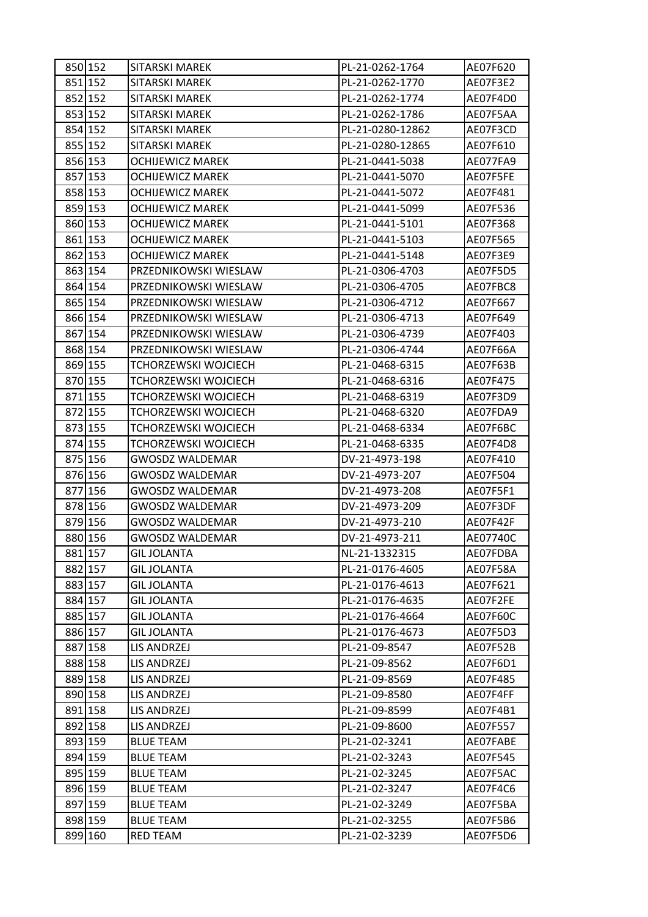| 850 | 152 | SITARSKI MAREK | PL-21-0262-1764 | AE07F620 |
|---|---|---|---|---|
| 851 | 152 | SITARSKI MAREK | PL-21-0262-1770 | AE07F3E2 |
| 852 | 152 | SITARSKI MAREK | PL-21-0262-1774 | AE07F4D0 |
| 853 | 152 | SITARSKI MAREK | PL-21-0262-1786 | AE07F5AA |
| 854 | 152 | SITARSKI MAREK | PL-21-0280-12862 | AE07F3CD |
| 855 | 152 | SITARSKI MAREK | PL-21-0280-12865 | AE07F610 |
| 856 | 153 | OCHIJEWICZ MAREK | PL-21-0441-5038 | AE077FA9 |
| 857 | 153 | OCHIJEWICZ MAREK | PL-21-0441-5070 | AE07F5FE |
| 858 | 153 | OCHIJEWICZ MAREK | PL-21-0441-5072 | AE07F481 |
| 859 | 153 | OCHIJEWICZ MAREK | PL-21-0441-5099 | AE07F536 |
| 860 | 153 | OCHIJEWICZ MAREK | PL-21-0441-5101 | AE07F368 |
| 861 | 153 | OCHIJEWICZ MAREK | PL-21-0441-5103 | AE07F565 |
| 862 | 153 | OCHIJEWICZ MAREK | PL-21-0441-5148 | AE07F3E9 |
| 863 | 154 | PRZEDNIKOWSKI WIESLAW | PL-21-0306-4703 | AE07F5D5 |
| 864 | 154 | PRZEDNIKOWSKI WIESLAW | PL-21-0306-4705 | AE07FBC8 |
| 865 | 154 | PRZEDNIKOWSKI WIESLAW | PL-21-0306-4712 | AE07F667 |
| 866 | 154 | PRZEDNIKOWSKI WIESLAW | PL-21-0306-4713 | AE07F649 |
| 867 | 154 | PRZEDNIKOWSKI WIESLAW | PL-21-0306-4739 | AE07F403 |
| 868 | 154 | PRZEDNIKOWSKI WIESLAW | PL-21-0306-4744 | AE07F66A |
| 869 | 155 | TCHORZEWSKI WOJCIECH | PL-21-0468-6315 | AE07F63B |
| 870 | 155 | TCHORZEWSKI WOJCIECH | PL-21-0468-6316 | AE07F475 |
| 871 | 155 | TCHORZEWSKI WOJCIECH | PL-21-0468-6319 | AE07F3D9 |
| 872 | 155 | TCHORZEWSKI WOJCIECH | PL-21-0468-6320 | AE07FDA9 |
| 873 | 155 | TCHORZEWSKI WOJCIECH | PL-21-0468-6334 | AE07F6BC |
| 874 | 155 | TCHORZEWSKI WOJCIECH | PL-21-0468-6335 | AE07F4D8 |
| 875 | 156 | GWOSDZ WALDEMAR | DV-21-4973-198 | AE07F410 |
| 876 | 156 | GWOSDZ WALDEMAR | DV-21-4973-207 | AE07F504 |
| 877 | 156 | GWOSDZ WALDEMAR | DV-21-4973-208 | AE07F5F1 |
| 878 | 156 | GWOSDZ WALDEMAR | DV-21-4973-209 | AE07F3DF |
| 879 | 156 | GWOSDZ WALDEMAR | DV-21-4973-210 | AE07F42F |
| 880 | 156 | GWOSDZ WALDEMAR | DV-21-4973-211 | AE07740C |
| 881 | 157 | GIL JOLANTA | NL-21-1332315 | AE07FDBA |
| 882 | 157 | GIL JOLANTA | PL-21-0176-4605 | AE07F58A |
| 883 | 157 | GIL JOLANTA | PL-21-0176-4613 | AE07F621 |
| 884 | 157 | GIL JOLANTA | PL-21-0176-4635 | AE07F2FE |
| 885 | 157 | GIL JOLANTA | PL-21-0176-4664 | AE07F60C |
| 886 | 157 | GIL JOLANTA | PL-21-0176-4673 | AE07F5D3 |
| 887 | 158 | LIS ANDRZEJ | PL-21-09-8547 | AE07F52B |
| 888 | 158 | LIS ANDRZEJ | PL-21-09-8562 | AE07F6D1 |
| 889 | 158 | LIS ANDRZEJ | PL-21-09-8569 | AE07F485 |
| 890 | 158 | LIS ANDRZEJ | PL-21-09-8580 | AE07F4FF |
| 891 | 158 | LIS ANDRZEJ | PL-21-09-8599 | AE07F4B1 |
| 892 | 158 | LIS ANDRZEJ | PL-21-09-8600 | AE07F557 |
| 893 | 159 | BLUE TEAM | PL-21-02-3241 | AE07FABE |
| 894 | 159 | BLUE TEAM | PL-21-02-3243 | AE07F545 |
| 895 | 159 | BLUE TEAM | PL-21-02-3245 | AE07F5AC |
| 896 | 159 | BLUE TEAM | PL-21-02-3247 | AE07F4C6 |
| 897 | 159 | BLUE TEAM | PL-21-02-3249 | AE07F5BA |
| 898 | 159 | BLUE TEAM | PL-21-02-3255 | AE07F5B6 |
| 899 | 160 | RED TEAM | PL-21-02-3239 | AE07F5D6 |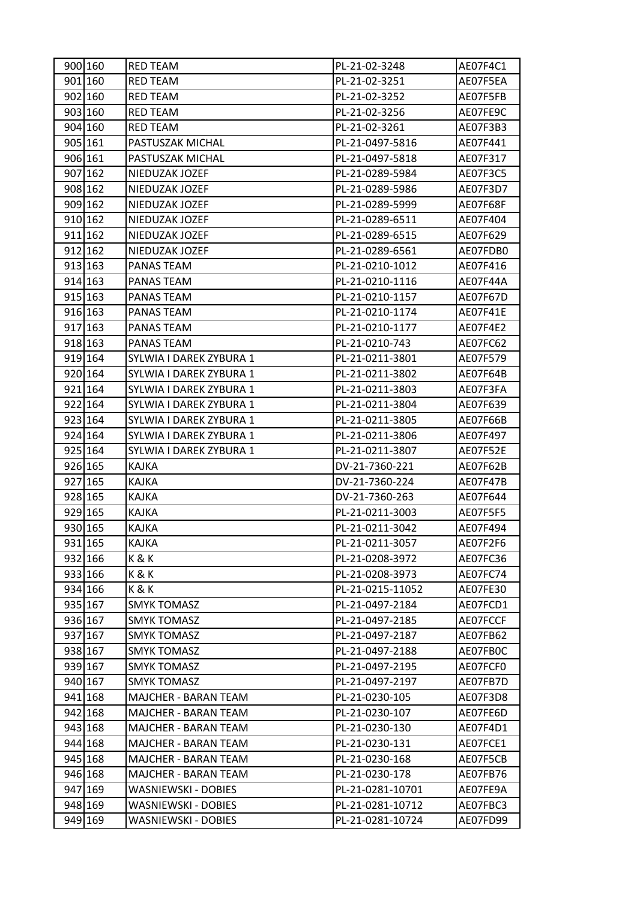| | | | | |
|---|---|---|---|---|
| 900 | 160 | RED TEAM | PL-21-02-3248 | AE07F4C1 |
| 901 | 160 | RED TEAM | PL-21-02-3251 | AE07F5EA |
| 902 | 160 | RED TEAM | PL-21-02-3252 | AE07F5FB |
| 903 | 160 | RED TEAM | PL-21-02-3256 | AE07FE9C |
| 904 | 160 | RED TEAM | PL-21-02-3261 | AE07F3B3 |
| 905 | 161 | PASTUSZAK MICHAL | PL-21-0497-5816 | AE07F441 |
| 906 | 161 | PASTUSZAK MICHAL | PL-21-0497-5818 | AE07F317 |
| 907 | 162 | NIEDUZAK JOZEF | PL-21-0289-5984 | AE07F3C5 |
| 908 | 162 | NIEDUZAK JOZEF | PL-21-0289-5986 | AE07F3D7 |
| 909 | 162 | NIEDUZAK JOZEF | PL-21-0289-5999 | AE07F68F |
| 910 | 162 | NIEDUZAK JOZEF | PL-21-0289-6511 | AE07F404 |
| 911 | 162 | NIEDUZAK JOZEF | PL-21-0289-6515 | AE07F629 |
| 912 | 162 | NIEDUZAK JOZEF | PL-21-0289-6561 | AE07FDB0 |
| 913 | 163 | PANAS TEAM | PL-21-0210-1012 | AE07F416 |
| 914 | 163 | PANAS TEAM | PL-21-0210-1116 | AE07F44A |
| 915 | 163 | PANAS TEAM | PL-21-0210-1157 | AE07F67D |
| 916 | 163 | PANAS TEAM | PL-21-0210-1174 | AE07F41E |
| 917 | 163 | PANAS TEAM | PL-21-0210-1177 | AE07F4E2 |
| 918 | 163 | PANAS TEAM | PL-21-0210-743 | AE07FC62 |
| 919 | 164 | SYLWIA I DAREK ZYBURA 1 | PL-21-0211-3801 | AE07F579 |
| 920 | 164 | SYLWIA I DAREK ZYBURA 1 | PL-21-0211-3802 | AE07F64B |
| 921 | 164 | SYLWIA I DAREK ZYBURA 1 | PL-21-0211-3803 | AE07F3FA |
| 922 | 164 | SYLWIA I DAREK ZYBURA 1 | PL-21-0211-3804 | AE07F639 |
| 923 | 164 | SYLWIA I DAREK ZYBURA 1 | PL-21-0211-3805 | AE07F66B |
| 924 | 164 | SYLWIA I DAREK ZYBURA 1 | PL-21-0211-3806 | AE07F497 |
| 925 | 164 | SYLWIA I DAREK ZYBURA 1 | PL-21-0211-3807 | AE07F52E |
| 926 | 165 | KAJKA | DV-21-7360-221 | AE07F62B |
| 927 | 165 | KAJKA | DV-21-7360-224 | AE07F47B |
| 928 | 165 | KAJKA | DV-21-7360-263 | AE07F644 |
| 929 | 165 | KAJKA | PL-21-0211-3003 | AE07F5F5 |
| 930 | 165 | KAJKA | PL-21-0211-3042 | AE07F494 |
| 931 | 165 | KAJKA | PL-21-0211-3057 | AE07F2F6 |
| 932 | 166 | K & K | PL-21-0208-3972 | AE07FC36 |
| 933 | 166 | K & K | PL-21-0208-3973 | AE07FC74 |
| 934 | 166 | K & K | PL-21-0215-11052 | AE07FE30 |
| 935 | 167 | SMYK TOMASZ | PL-21-0497-2184 | AE07FCD1 |
| 936 | 167 | SMYK TOMASZ | PL-21-0497-2185 | AE07FCCF |
| 937 | 167 | SMYK TOMASZ | PL-21-0497-2187 | AE07FB62 |
| 938 | 167 | SMYK TOMASZ | PL-21-0497-2188 | AE07FB0C |
| 939 | 167 | SMYK TOMASZ | PL-21-0497-2195 | AE07FCF0 |
| 940 | 167 | SMYK TOMASZ | PL-21-0497-2197 | AE07FB7D |
| 941 | 168 | MAJCHER - BARAN TEAM | PL-21-0230-105 | AE07F3D8 |
| 942 | 168 | MAJCHER - BARAN TEAM | PL-21-0230-107 | AE07FE6D |
| 943 | 168 | MAJCHER - BARAN TEAM | PL-21-0230-130 | AE07F4D1 |
| 944 | 168 | MAJCHER - BARAN TEAM | PL-21-0230-131 | AE07FCE1 |
| 945 | 168 | MAJCHER - BARAN TEAM | PL-21-0230-168 | AE07F5CB |
| 946 | 168 | MAJCHER - BARAN TEAM | PL-21-0230-178 | AE07FB76 |
| 947 | 169 | WASNIEWSKI - DOBIES | PL-21-0281-10701 | AE07FE9A |
| 948 | 169 | WASNIEWSKI - DOBIES | PL-21-0281-10712 | AE07FBC3 |
| 949 | 169 | WASNIEWSKI - DOBIES | PL-21-0281-10724 | AE07FD99 |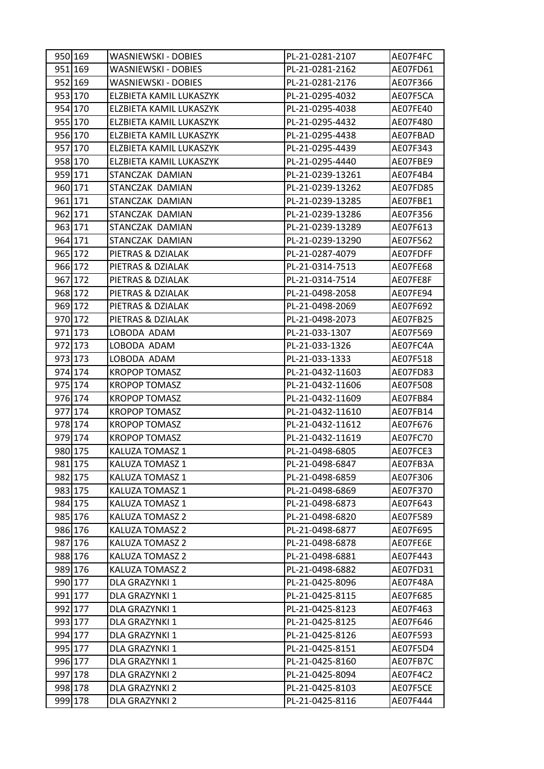| | | | | |
|---|---|---|---|---|
| 950 | 169 | WASNIEWSKI - DOBIES | PL-21-0281-2107 | AE07F4FC |
| 951 | 169 | WASNIEWSKI - DOBIES | PL-21-0281-2162 | AE07FD61 |
| 952 | 169 | WASNIEWSKI - DOBIES | PL-21-0281-2176 | AE07F366 |
| 953 | 170 | ELZBIETA KAMIL LUKASZYK | PL-21-0295-4032 | AE07F5CA |
| 954 | 170 | ELZBIETA KAMIL LUKASZYK | PL-21-0295-4038 | AE07FE40 |
| 955 | 170 | ELZBIETA KAMIL LUKASZYK | PL-21-0295-4432 | AE07F480 |
| 956 | 170 | ELZBIETA KAMIL LUKASZYK | PL-21-0295-4438 | AE07FBAD |
| 957 | 170 | ELZBIETA KAMIL LUKASZYK | PL-21-0295-4439 | AE07F343 |
| 958 | 170 | ELZBIETA KAMIL LUKASZYK | PL-21-0295-4440 | AE07FBE9 |
| 959 | 171 | STANCZAK DAMIAN | PL-21-0239-13261 | AE07F4B4 |
| 960 | 171 | STANCZAK DAMIAN | PL-21-0239-13262 | AE07FD85 |
| 961 | 171 | STANCZAK DAMIAN | PL-21-0239-13285 | AE07FBE1 |
| 962 | 171 | STANCZAK DAMIAN | PL-21-0239-13286 | AE07F356 |
| 963 | 171 | STANCZAK DAMIAN | PL-21-0239-13289 | AE07F613 |
| 964 | 171 | STANCZAK DAMIAN | PL-21-0239-13290 | AE07F562 |
| 965 | 172 | PIETRAS & DZIALAK | PL-21-0287-4079 | AE07FDFF |
| 966 | 172 | PIETRAS & DZIALAK | PL-21-0314-7513 | AE07FE68 |
| 967 | 172 | PIETRAS & DZIALAK | PL-21-0314-7514 | AE07FE8F |
| 968 | 172 | PIETRAS & DZIALAK | PL-21-0498-2058 | AE07FE94 |
| 969 | 172 | PIETRAS & DZIALAK | PL-21-0498-2069 | AE07F692 |
| 970 | 172 | PIETRAS & DZIALAK | PL-21-0498-2073 | AE07FB25 |
| 971 | 173 | LOBODA ADAM | PL-21-033-1307 | AE07F569 |
| 972 | 173 | LOBODA ADAM | PL-21-033-1326 | AE07FC4A |
| 973 | 173 | LOBODA ADAM | PL-21-033-1333 | AE07F518 |
| 974 | 174 | KROPOP TOMASZ | PL-21-0432-11603 | AE07FD83 |
| 975 | 174 | KROPOP TOMASZ | PL-21-0432-11606 | AE07F508 |
| 976 | 174 | KROPOP TOMASZ | PL-21-0432-11609 | AE07FB84 |
| 977 | 174 | KROPOP TOMASZ | PL-21-0432-11610 | AE07FB14 |
| 978 | 174 | KROPOP TOMASZ | PL-21-0432-11612 | AE07F676 |
| 979 | 174 | KROPOP TOMASZ | PL-21-0432-11619 | AE07FC70 |
| 980 | 175 | KALUZA TOMASZ 1 | PL-21-0498-6805 | AE07FCE3 |
| 981 | 175 | KALUZA TOMASZ 1 | PL-21-0498-6847 | AE07FB3A |
| 982 | 175 | KALUZA TOMASZ 1 | PL-21-0498-6859 | AE07F306 |
| 983 | 175 | KALUZA TOMASZ 1 | PL-21-0498-6869 | AE07F370 |
| 984 | 175 | KALUZA TOMASZ 1 | PL-21-0498-6873 | AE07F643 |
| 985 | 176 | KALUZA TOMASZ 2 | PL-21-0498-6820 | AE07F589 |
| 986 | 176 | KALUZA TOMASZ 2 | PL-21-0498-6877 | AE07F695 |
| 987 | 176 | KALUZA TOMASZ 2 | PL-21-0498-6878 | AE07FE6E |
| 988 | 176 | KALUZA TOMASZ 2 | PL-21-0498-6881 | AE07F443 |
| 989 | 176 | KALUZA TOMASZ 2 | PL-21-0498-6882 | AE07FD31 |
| 990 | 177 | DLA GRAZYNKI 1 | PL-21-0425-8096 | AE07F48A |
| 991 | 177 | DLA GRAZYNKI 1 | PL-21-0425-8115 | AE07F685 |
| 992 | 177 | DLA GRAZYNKI 1 | PL-21-0425-8123 | AE07F463 |
| 993 | 177 | DLA GRAZYNKI 1 | PL-21-0425-8125 | AE07F646 |
| 994 | 177 | DLA GRAZYNKI 1 | PL-21-0425-8126 | AE07F593 |
| 995 | 177 | DLA GRAZYNKI 1 | PL-21-0425-8151 | AE07F5D4 |
| 996 | 177 | DLA GRAZYNKI 1 | PL-21-0425-8160 | AE07FB7C |
| 997 | 178 | DLA GRAZYNKI 2 | PL-21-0425-8094 | AE07F4C2 |
| 998 | 178 | DLA GRAZYNKI 2 | PL-21-0425-8103 | AE07F5CE |
| 999 | 178 | DLA GRAZYNKI 2 | PL-21-0425-8116 | AE07F444 |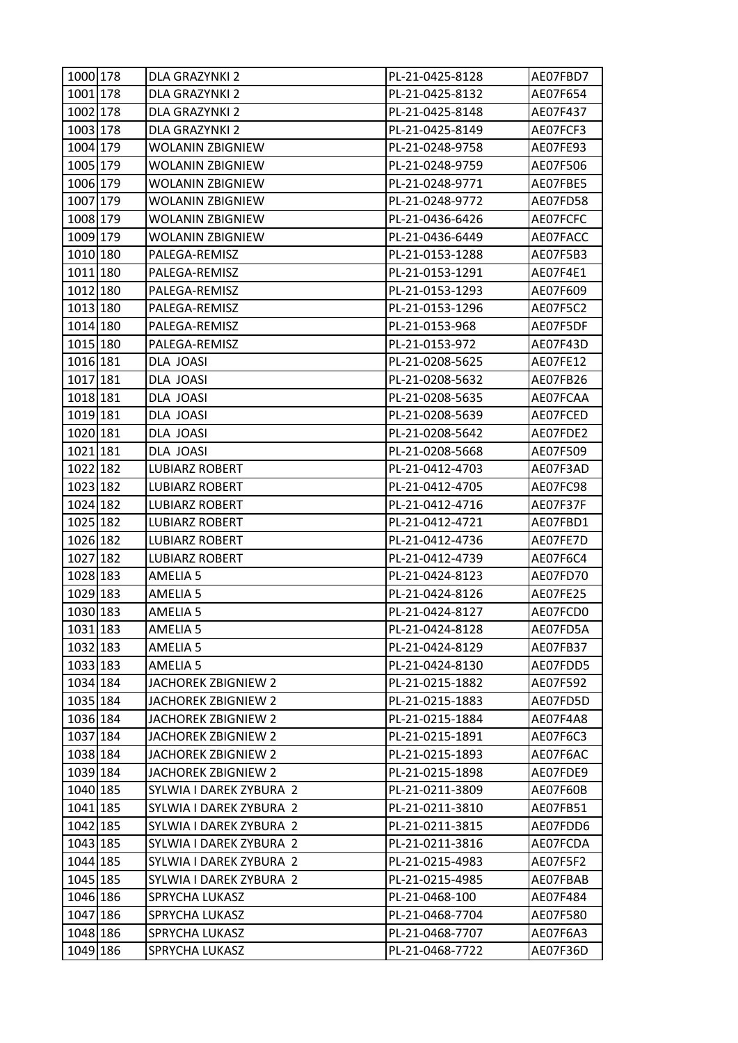| 1000 | 178 | DLA GRAZYNKI 2 | PL-21-0425-8128 | AE07FBD7 |
|---|---|---|---|---|
| 1001 | 178 | DLA GRAZYNKI 2 | PL-21-0425-8132 | AE07F654 |
| 1002 | 178 | DLA GRAZYNKI 2 | PL-21-0425-8148 | AE07F437 |
| 1003 | 178 | DLA GRAZYNKI 2 | PL-21-0425-8149 | AE07FCF3 |
| 1004 | 179 | WOLANIN ZBIGNIEW | PL-21-0248-9758 | AE07FE93 |
| 1005 | 179 | WOLANIN ZBIGNIEW | PL-21-0248-9759 | AE07F506 |
| 1006 | 179 | WOLANIN ZBIGNIEW | PL-21-0248-9771 | AE07FBE5 |
| 1007 | 179 | WOLANIN ZBIGNIEW | PL-21-0248-9772 | AE07FD58 |
| 1008 | 179 | WOLANIN ZBIGNIEW | PL-21-0436-6426 | AE07FCFC |
| 1009 | 179 | WOLANIN ZBIGNIEW | PL-21-0436-6449 | AE07FACC |
| 1010 | 180 | PALEGA-REMISZ | PL-21-0153-1288 | AE07F5B3 |
| 1011 | 180 | PALEGA-REMISZ | PL-21-0153-1291 | AE07F4E1 |
| 1012 | 180 | PALEGA-REMISZ | PL-21-0153-1293 | AE07F609 |
| 1013 | 180 | PALEGA-REMISZ | PL-21-0153-1296 | AE07F5C2 |
| 1014 | 180 | PALEGA-REMISZ | PL-21-0153-968 | AE07F5DF |
| 1015 | 180 | PALEGA-REMISZ | PL-21-0153-972 | AE07F43D |
| 1016 | 181 | DLA JOASI | PL-21-0208-5625 | AE07FE12 |
| 1017 | 181 | DLA JOASI | PL-21-0208-5632 | AE07FB26 |
| 1018 | 181 | DLA JOASI | PL-21-0208-5635 | AE07FCAA |
| 1019 | 181 | DLA JOASI | PL-21-0208-5639 | AE07FCED |
| 1020 | 181 | DLA JOASI | PL-21-0208-5642 | AE07FDE2 |
| 1021 | 181 | DLA JOASI | PL-21-0208-5668 | AE07F509 |
| 1022 | 182 | LUBIARZ ROBERT | PL-21-0412-4703 | AE07F3AD |
| 1023 | 182 | LUBIARZ ROBERT | PL-21-0412-4705 | AE07FC98 |
| 1024 | 182 | LUBIARZ ROBERT | PL-21-0412-4716 | AE07F37F |
| 1025 | 182 | LUBIARZ ROBERT | PL-21-0412-4721 | AE07FBD1 |
| 1026 | 182 | LUBIARZ ROBERT | PL-21-0412-4736 | AE07FE7D |
| 1027 | 182 | LUBIARZ ROBERT | PL-21-0412-4739 | AE07F6C4 |
| 1028 | 183 | AMELIA 5 | PL-21-0424-8123 | AE07FD70 |
| 1029 | 183 | AMELIA 5 | PL-21-0424-8126 | AE07FE25 |
| 1030 | 183 | AMELIA 5 | PL-21-0424-8127 | AE07FCD0 |
| 1031 | 183 | AMELIA 5 | PL-21-0424-8128 | AE07FD5A |
| 1032 | 183 | AMELIA 5 | PL-21-0424-8129 | AE07FB37 |
| 1033 | 183 | AMELIA 5 | PL-21-0424-8130 | AE07FDD5 |
| 1034 | 184 | JACHOREK ZBIGNIEW 2 | PL-21-0215-1882 | AE07F592 |
| 1035 | 184 | JACHOREK ZBIGNIEW 2 | PL-21-0215-1883 | AE07FD5D |
| 1036 | 184 | JACHOREK ZBIGNIEW 2 | PL-21-0215-1884 | AE07F4A8 |
| 1037 | 184 | JACHOREK ZBIGNIEW 2 | PL-21-0215-1891 | AE07F6C3 |
| 1038 | 184 | JACHOREK ZBIGNIEW 2 | PL-21-0215-1893 | AE07F6AC |
| 1039 | 184 | JACHOREK ZBIGNIEW 2 | PL-21-0215-1898 | AE07FDE9 |
| 1040 | 185 | SYLWIA I DAREK ZYBURA 2 | PL-21-0211-3809 | AE07F60B |
| 1041 | 185 | SYLWIA I DAREK ZYBURA 2 | PL-21-0211-3810 | AE07FB51 |
| 1042 | 185 | SYLWIA I DAREK ZYBURA 2 | PL-21-0211-3815 | AE07FDD6 |
| 1043 | 185 | SYLWIA I DAREK ZYBURA 2 | PL-21-0211-3816 | AE07FCDA |
| 1044 | 185 | SYLWIA I DAREK ZYBURA 2 | PL-21-0215-4983 | AE07F5F2 |
| 1045 | 185 | SYLWIA I DAREK ZYBURA 2 | PL-21-0215-4985 | AE07FBAB |
| 1046 | 186 | SPRYCHA LUKASZ | PL-21-0468-100 | AE07F484 |
| 1047 | 186 | SPRYCHA LUKASZ | PL-21-0468-7704 | AE07F580 |
| 1048 | 186 | SPRYCHA LUKASZ | PL-21-0468-7707 | AE07F6A3 |
| 1049 | 186 | SPRYCHA LUKASZ | PL-21-0468-7722 | AE07F36D |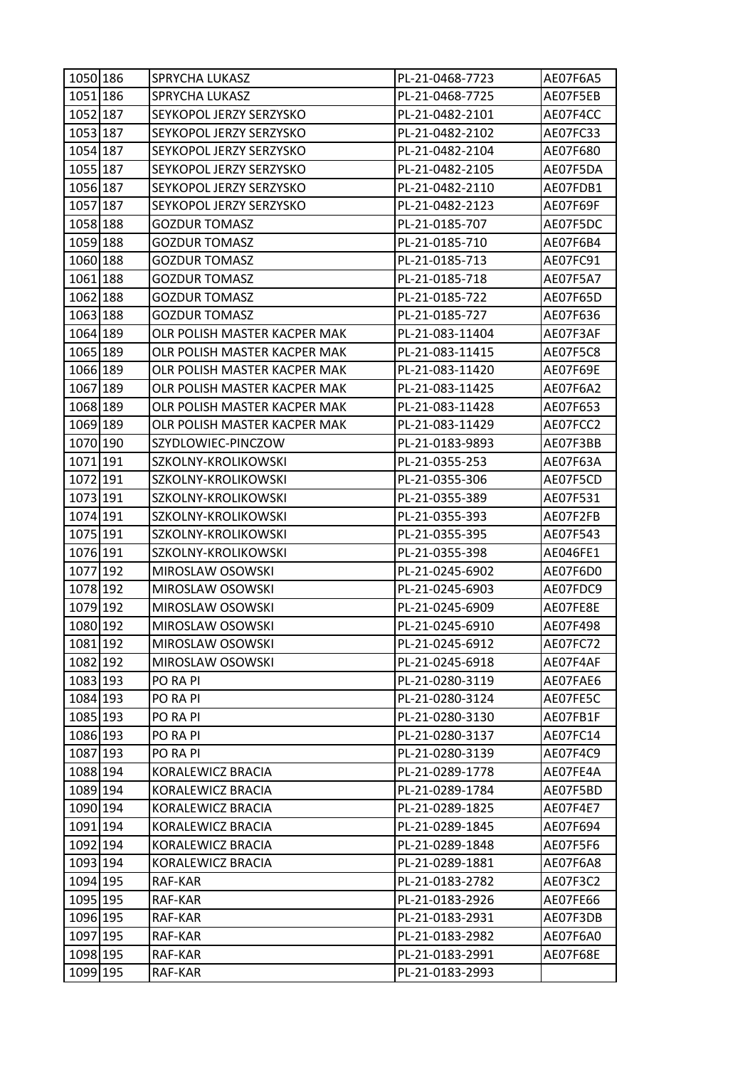| | | | | |
|---|---|---|---|---|
| 1050 | 186 | SPRYCHA LUKASZ | PL-21-0468-7723 | AE07F6A5 |
| 1051 | 186 | SPRYCHA LUKASZ | PL-21-0468-7725 | AE07F5EB |
| 1052 | 187 | SEYKOPOL JERZY SERZYSKO | PL-21-0482-2101 | AE07F4CC |
| 1053 | 187 | SEYKOPOL JERZY SERZYSKO | PL-21-0482-2102 | AE07FC33 |
| 1054 | 187 | SEYKOPOL JERZY SERZYSKO | PL-21-0482-2104 | AE07F680 |
| 1055 | 187 | SEYKOPOL JERZY SERZYSKO | PL-21-0482-2105 | AE07F5DA |
| 1056 | 187 | SEYKOPOL JERZY SERZYSKO | PL-21-0482-2110 | AE07FDB1 |
| 1057 | 187 | SEYKOPOL JERZY SERZYSKO | PL-21-0482-2123 | AE07F69F |
| 1058 | 188 | GOZDUR TOMASZ | PL-21-0185-707 | AE07F5DC |
| 1059 | 188 | GOZDUR TOMASZ | PL-21-0185-710 | AE07F6B4 |
| 1060 | 188 | GOZDUR TOMASZ | PL-21-0185-713 | AE07FC91 |
| 1061 | 188 | GOZDUR TOMASZ | PL-21-0185-718 | AE07F5A7 |
| 1062 | 188 | GOZDUR TOMASZ | PL-21-0185-722 | AE07F65D |
| 1063 | 188 | GOZDUR TOMASZ | PL-21-0185-727 | AE07F636 |
| 1064 | 189 | OLR POLISH MASTER KACPER MAK | PL-21-083-11404 | AE07F3AF |
| 1065 | 189 | OLR POLISH MASTER KACPER MAK | PL-21-083-11415 | AE07F5C8 |
| 1066 | 189 | OLR POLISH MASTER KACPER MAK | PL-21-083-11420 | AE07F69E |
| 1067 | 189 | OLR POLISH MASTER KACPER MAK | PL-21-083-11425 | AE07F6A2 |
| 1068 | 189 | OLR POLISH MASTER KACPER MAK | PL-21-083-11428 | AE07F653 |
| 1069 | 189 | OLR POLISH MASTER KACPER MAK | PL-21-083-11429 | AE07FCC2 |
| 1070 | 190 | SZYDLOWIEC-PINCZOW | PL-21-0183-9893 | AE07F3BB |
| 1071 | 191 | SZKOLNY-KROLIKOWSKI | PL-21-0355-253 | AE07F63A |
| 1072 | 191 | SZKOLNY-KROLIKOWSKI | PL-21-0355-306 | AE07F5CD |
| 1073 | 191 | SZKOLNY-KROLIKOWSKI | PL-21-0355-389 | AE07F531 |
| 1074 | 191 | SZKOLNY-KROLIKOWSKI | PL-21-0355-393 | AE07F2FB |
| 1075 | 191 | SZKOLNY-KROLIKOWSKI | PL-21-0355-395 | AE07F543 |
| 1076 | 191 | SZKOLNY-KROLIKOWSKI | PL-21-0355-398 | AE046FE1 |
| 1077 | 192 | MIROSLAW OSOWSKI | PL-21-0245-6902 | AE07F6D0 |
| 1078 | 192 | MIROSLAW OSOWSKI | PL-21-0245-6903 | AE07FDC9 |
| 1079 | 192 | MIROSLAW OSOWSKI | PL-21-0245-6909 | AE07FE8E |
| 1080 | 192 | MIROSLAW OSOWSKI | PL-21-0245-6910 | AE07F498 |
| 1081 | 192 | MIROSLAW OSOWSKI | PL-21-0245-6912 | AE07FC72 |
| 1082 | 192 | MIROSLAW OSOWSKI | PL-21-0245-6918 | AE07F4AF |
| 1083 | 193 | PO RA PI | PL-21-0280-3119 | AE07FAE6 |
| 1084 | 193 | PO RA PI | PL-21-0280-3124 | AE07FE5C |
| 1085 | 193 | PO RA PI | PL-21-0280-3130 | AE07FB1F |
| 1086 | 193 | PO RA PI | PL-21-0280-3137 | AE07FC14 |
| 1087 | 193 | PO RA PI | PL-21-0280-3139 | AE07F4C9 |
| 1088 | 194 | KORALEWICZ BRACIA | PL-21-0289-1778 | AE07FE4A |
| 1089 | 194 | KORALEWICZ BRACIA | PL-21-0289-1784 | AE07F5BD |
| 1090 | 194 | KORALEWICZ BRACIA | PL-21-0289-1825 | AE07F4E7 |
| 1091 | 194 | KORALEWICZ BRACIA | PL-21-0289-1845 | AE07F694 |
| 1092 | 194 | KORALEWICZ BRACIA | PL-21-0289-1848 | AE07F5F6 |
| 1093 | 194 | KORALEWICZ BRACIA | PL-21-0289-1881 | AE07F6A8 |
| 1094 | 195 | RAF-KAR | PL-21-0183-2782 | AE07F3C2 |
| 1095 | 195 | RAF-KAR | PL-21-0183-2926 | AE07FE66 |
| 1096 | 195 | RAF-KAR | PL-21-0183-2931 | AE07F3DB |
| 1097 | 195 | RAF-KAR | PL-21-0183-2982 | AE07F6A0 |
| 1098 | 195 | RAF-KAR | PL-21-0183-2991 | AE07F68E |
| 1099 | 195 | RAF-KAR | PL-21-0183-2993 | |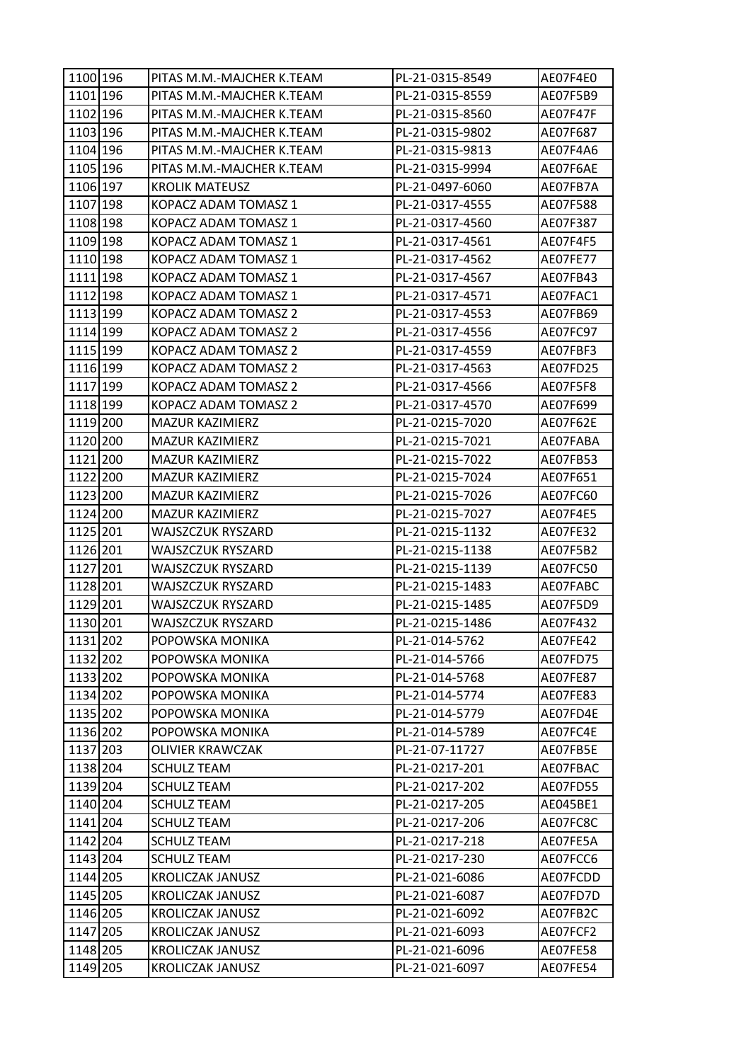| | | | | |
|---|---|---|---|---|
| 1100 | 196 | PITAS M.M.-MAJCHER K.TEAM | PL-21-0315-8549 | AE07F4E0 |
| 1101 | 196 | PITAS M.M.-MAJCHER K.TEAM | PL-21-0315-8559 | AE07F5B9 |
| 1102 | 196 | PITAS M.M.-MAJCHER K.TEAM | PL-21-0315-8560 | AE07F47F |
| 1103 | 196 | PITAS M.M.-MAJCHER K.TEAM | PL-21-0315-9802 | AE07F687 |
| 1104 | 196 | PITAS M.M.-MAJCHER K.TEAM | PL-21-0315-9813 | AE07F4A6 |
| 1105 | 196 | PITAS M.M.-MAJCHER K.TEAM | PL-21-0315-9994 | AE07F6AE |
| 1106 | 197 | KROLIK MATEUSZ | PL-21-0497-6060 | AE07FB7A |
| 1107 | 198 | KOPACZ ADAM TOMASZ 1 | PL-21-0317-4555 | AE07F588 |
| 1108 | 198 | KOPACZ ADAM TOMASZ 1 | PL-21-0317-4560 | AE07F387 |
| 1109 | 198 | KOPACZ ADAM TOMASZ 1 | PL-21-0317-4561 | AE07F4F5 |
| 1110 | 198 | KOPACZ ADAM TOMASZ 1 | PL-21-0317-4562 | AE07FE77 |
| 1111 | 198 | KOPACZ ADAM TOMASZ 1 | PL-21-0317-4567 | AE07FB43 |
| 1112 | 198 | KOPACZ ADAM TOMASZ 1 | PL-21-0317-4571 | AE07FAC1 |
| 1113 | 199 | KOPACZ ADAM TOMASZ 2 | PL-21-0317-4553 | AE07FB69 |
| 1114 | 199 | KOPACZ ADAM TOMASZ 2 | PL-21-0317-4556 | AE07FC97 |
| 1115 | 199 | KOPACZ ADAM TOMASZ 2 | PL-21-0317-4559 | AE07FBF3 |
| 1116 | 199 | KOPACZ ADAM TOMASZ 2 | PL-21-0317-4563 | AE07FD25 |
| 1117 | 199 | KOPACZ ADAM TOMASZ 2 | PL-21-0317-4566 | AE07F5F8 |
| 1118 | 199 | KOPACZ ADAM TOMASZ 2 | PL-21-0317-4570 | AE07F699 |
| 1119 | 200 | MAZUR KAZIMIERZ | PL-21-0215-7020 | AE07F62E |
| 1120 | 200 | MAZUR KAZIMIERZ | PL-21-0215-7021 | AE07FABA |
| 1121 | 200 | MAZUR KAZIMIERZ | PL-21-0215-7022 | AE07FB53 |
| 1122 | 200 | MAZUR KAZIMIERZ | PL-21-0215-7024 | AE07F651 |
| 1123 | 200 | MAZUR KAZIMIERZ | PL-21-0215-7026 | AE07FC60 |
| 1124 | 200 | MAZUR KAZIMIERZ | PL-21-0215-7027 | AE07F4E5 |
| 1125 | 201 | WAJSZCZUK RYSZARD | PL-21-0215-1132 | AE07FE32 |
| 1126 | 201 | WAJSZCZUK RYSZARD | PL-21-0215-1138 | AE07F5B2 |
| 1127 | 201 | WAJSZCZUK RYSZARD | PL-21-0215-1139 | AE07FC50 |
| 1128 | 201 | WAJSZCZUK RYSZARD | PL-21-0215-1483 | AE07FABC |
| 1129 | 201 | WAJSZCZUK RYSZARD | PL-21-0215-1485 | AE07F5D9 |
| 1130 | 201 | WAJSZCZUK RYSZARD | PL-21-0215-1486 | AE07F432 |
| 1131 | 202 | POPOWSKA MONIKA | PL-21-014-5762 | AE07FE42 |
| 1132 | 202 | POPOWSKA MONIKA | PL-21-014-5766 | AE07FD75 |
| 1133 | 202 | POPOWSKA MONIKA | PL-21-014-5768 | AE07FE87 |
| 1134 | 202 | POPOWSKA MONIKA | PL-21-014-5774 | AE07FE83 |
| 1135 | 202 | POPOWSKA MONIKA | PL-21-014-5779 | AE07FD4E |
| 1136 | 202 | POPOWSKA MONIKA | PL-21-014-5789 | AE07FC4E |
| 1137 | 203 | OLIVIER KRAWCZAK | PL-21-07-11727 | AE07FB5E |
| 1138 | 204 | SCHULZ TEAM | PL-21-0217-201 | AE07FBAC |
| 1139 | 204 | SCHULZ TEAM | PL-21-0217-202 | AE07FD55 |
| 1140 | 204 | SCHULZ TEAM | PL-21-0217-205 | AE045BE1 |
| 1141 | 204 | SCHULZ TEAM | PL-21-0217-206 | AE07FC8C |
| 1142 | 204 | SCHULZ TEAM | PL-21-0217-218 | AE07FE5A |
| 1143 | 204 | SCHULZ TEAM | PL-21-0217-230 | AE07FCC6 |
| 1144 | 205 | KROLICZAK JANUSZ | PL-21-021-6086 | AE07FCDD |
| 1145 | 205 | KROLICZAK JANUSZ | PL-21-021-6087 | AE07FD7D |
| 1146 | 205 | KROLICZAK JANUSZ | PL-21-021-6092 | AE07FB2C |
| 1147 | 205 | KROLICZAK JANUSZ | PL-21-021-6093 | AE07FCF2 |
| 1148 | 205 | KROLICZAK JANUSZ | PL-21-021-6096 | AE07FE58 |
| 1149 | 205 | KROLICZAK JANUSZ | PL-21-021-6097 | AE07FE54 |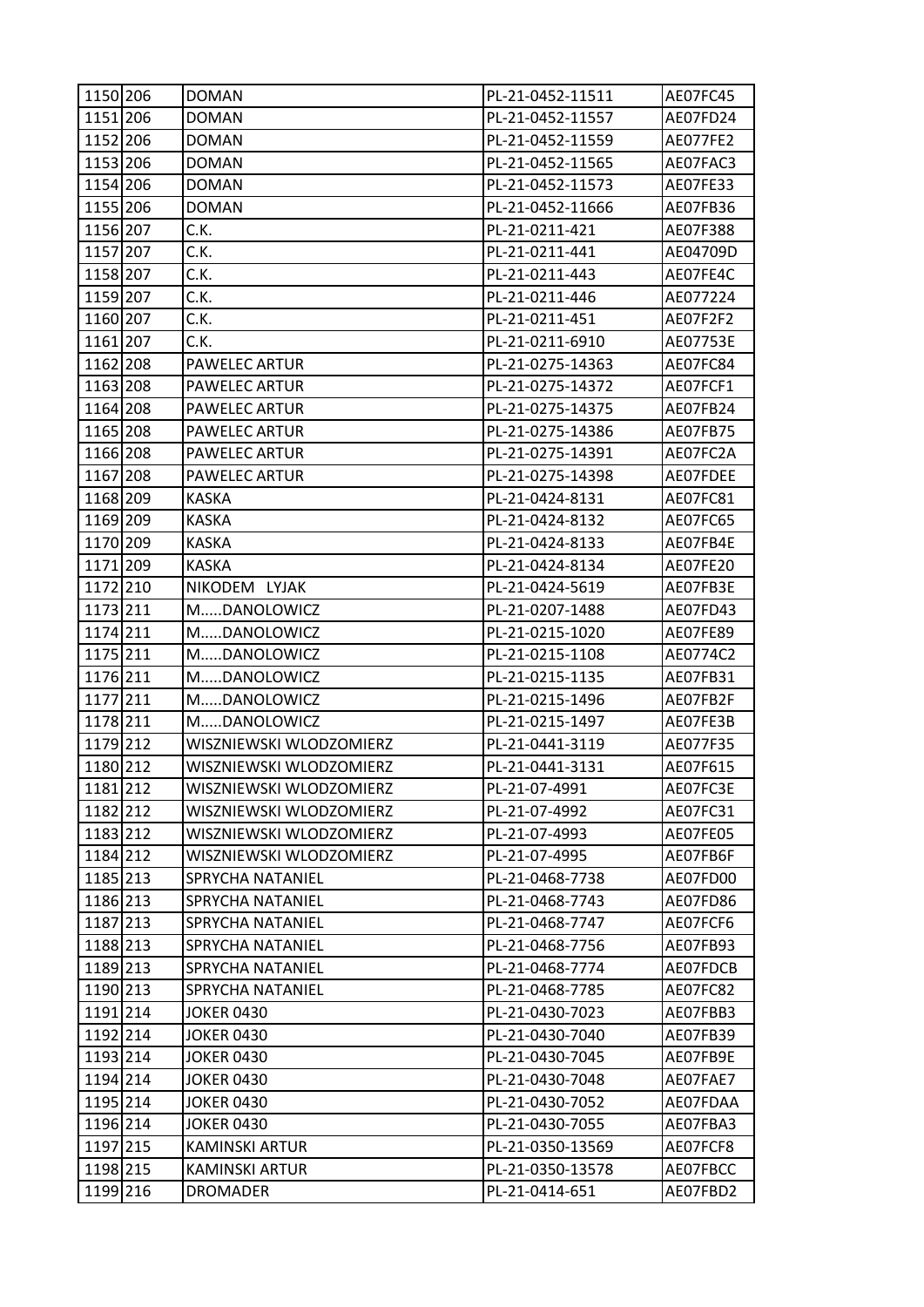| 1150 | 206 | DOMAN | PL-21-0452-11511 | AE07FC45 |
|---|---|---|---|---|
| 1151 | 206 | DOMAN | PL-21-0452-11557 | AE07FD24 |
| 1152 | 206 | DOMAN | PL-21-0452-11559 | AE077FE2 |
| 1153 | 206 | DOMAN | PL-21-0452-11565 | AE07FAC3 |
| 1154 | 206 | DOMAN | PL-21-0452-11573 | AE07FE33 |
| 1155 | 206 | DOMAN | PL-21-0452-11666 | AE07FB36 |
| 1156 | 207 | C.K. | PL-21-0211-421 | AE07F388 |
| 1157 | 207 | C.K. | PL-21-0211-441 | AE04709D |
| 1158 | 207 | C.K. | PL-21-0211-443 | AE07FE4C |
| 1159 | 207 | C.K. | PL-21-0211-446 | AE077224 |
| 1160 | 207 | C.K. | PL-21-0211-451 | AE07F2F2 |
| 1161 | 207 | C.K. | PL-21-0211-6910 | AE07753E |
| 1162 | 208 | PAWELEC ARTUR | PL-21-0275-14363 | AE07FC84 |
| 1163 | 208 | PAWELEC ARTUR | PL-21-0275-14372 | AE07FCF1 |
| 1164 | 208 | PAWELEC ARTUR | PL-21-0275-14375 | AE07FB24 |
| 1165 | 208 | PAWELEC ARTUR | PL-21-0275-14386 | AE07FB75 |
| 1166 | 208 | PAWELEC ARTUR | PL-21-0275-14391 | AE07FC2A |
| 1167 | 208 | PAWELEC ARTUR | PL-21-0275-14398 | AE07FDEE |
| 1168 | 209 | KASKA | PL-21-0424-8131 | AE07FC81 |
| 1169 | 209 | KASKA | PL-21-0424-8132 | AE07FC65 |
| 1170 | 209 | KASKA | PL-21-0424-8133 | AE07FB4E |
| 1171 | 209 | KASKA | PL-21-0424-8134 | AE07FE20 |
| 1172 | 210 | NIKODEM LYJAK | PL-21-0424-5619 | AE07FB3E |
| 1173 | 211 | M.....DANOLOWICZ | PL-21-0207-1488 | AE07FD43 |
| 1174 | 211 | M.....DANOLOWICZ | PL-21-0215-1020 | AE07FE89 |
| 1175 | 211 | M.....DANOLOWICZ | PL-21-0215-1108 | AE0774C2 |
| 1176 | 211 | M.....DANOLOWICZ | PL-21-0215-1135 | AE07FB31 |
| 1177 | 211 | M.....DANOLOWICZ | PL-21-0215-1496 | AE07FB2F |
| 1178 | 211 | M.....DANOLOWICZ | PL-21-0215-1497 | AE07FE3B |
| 1179 | 212 | WISZNIEWSKI WLODZOMIERZ | PL-21-0441-3119 | AE077F35 |
| 1180 | 212 | WISZNIEWSKI WLODZOMIERZ | PL-21-0441-3131 | AE07F615 |
| 1181 | 212 | WISZNIEWSKI WLODZOMIERZ | PL-21-07-4991 | AE07FC3E |
| 1182 | 212 | WISZNIEWSKI WLODZOMIERZ | PL-21-07-4992 | AE07FC31 |
| 1183 | 212 | WISZNIEWSKI WLODZOMIERZ | PL-21-07-4993 | AE07FE05 |
| 1184 | 212 | WISZNIEWSKI WLODZOMIERZ | PL-21-07-4995 | AE07FB6F |
| 1185 | 213 | SPRYCHA NATANIEL | PL-21-0468-7738 | AE07FD00 |
| 1186 | 213 | SPRYCHA NATANIEL | PL-21-0468-7743 | AE07FD86 |
| 1187 | 213 | SPRYCHA NATANIEL | PL-21-0468-7747 | AE07FCF6 |
| 1188 | 213 | SPRYCHA NATANIEL | PL-21-0468-7756 | AE07FB93 |
| 1189 | 213 | SPRYCHA NATANIEL | PL-21-0468-7774 | AE07FDCB |
| 1190 | 213 | SPRYCHA NATANIEL | PL-21-0468-7785 | AE07FC82 |
| 1191 | 214 | JOKER 0430 | PL-21-0430-7023 | AE07FBB3 |
| 1192 | 214 | JOKER 0430 | PL-21-0430-7040 | AE07FB39 |
| 1193 | 214 | JOKER 0430 | PL-21-0430-7045 | AE07FB9E |
| 1194 | 214 | JOKER 0430 | PL-21-0430-7048 | AE07FAE7 |
| 1195 | 214 | JOKER 0430 | PL-21-0430-7052 | AE07FDAA |
| 1196 | 214 | JOKER 0430 | PL-21-0430-7055 | AE07FBA3 |
| 1197 | 215 | KAMINSKI ARTUR | PL-21-0350-13569 | AE07FCF8 |
| 1198 | 215 | KAMINSKI ARTUR | PL-21-0350-13578 | AE07FBCC |
| 1199 | 216 | DROMADER | PL-21-0414-651 | AE07FBD2 |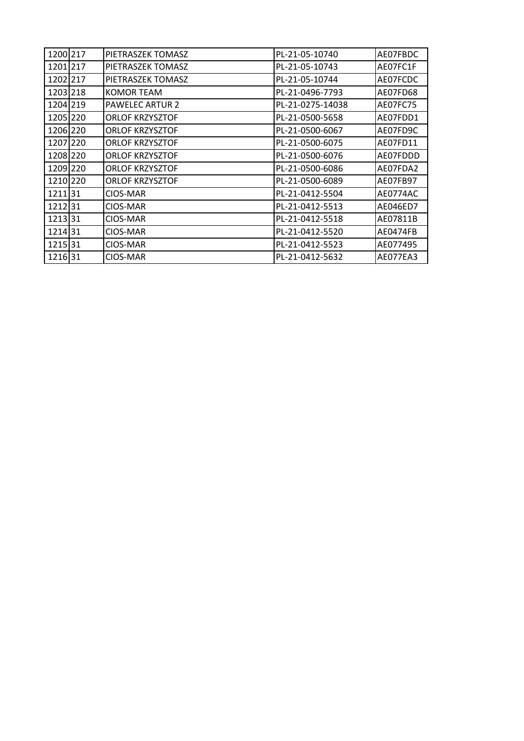| | | | | |
|---|---|---|---|---|
| 1200 | 217 | PIETRASZEK TOMASZ | PL-21-05-10740 | AE07FBDC |
| 1201 | 217 | PIETRASZEK TOMASZ | PL-21-05-10743 | AE07FC1F |
| 1202 | 217 | PIETRASZEK TOMASZ | PL-21-05-10744 | AE07FCDC |
| 1203 | 218 | KOMOR TEAM | PL-21-0496-7793 | AE07FD68 |
| 1204 | 219 | PAWELEC ARTUR 2 | PL-21-0275-14038 | AE07FC75 |
| 1205 | 220 | ORLOF KRZYSZTOF | PL-21-0500-5658 | AE07FDD1 |
| 1206 | 220 | ORLOF KRZYSZTOF | PL-21-0500-6067 | AE07FD9C |
| 1207 | 220 | ORLOF KRZYSZTOF | PL-21-0500-6075 | AE07FD11 |
| 1208 | 220 | ORLOF KRZYSZTOF | PL-21-0500-6076 | AE07FDDD |
| 1209 | 220 | ORLOF KRZYSZTOF | PL-21-0500-6086 | AE07FDA2 |
| 1210 | 220 | ORLOF KRZYSZTOF | PL-21-0500-6089 | AE07FB97 |
| 1211 | 31 | CIOS-MAR | PL-21-0412-5504 | AE0774AC |
| 1212 | 31 | CIOS-MAR | PL-21-0412-5513 | AE046ED7 |
| 1213 | 31 | CIOS-MAR | PL-21-0412-5518 | AE07811B |
| 1214 | 31 | CIOS-MAR | PL-21-0412-5520 | AE0474FB |
| 1215 | 31 | CIOS-MAR | PL-21-0412-5523 | AE077495 |
| 1216 | 31 | CIOS-MAR | PL-21-0412-5632 | AE077EA3 |